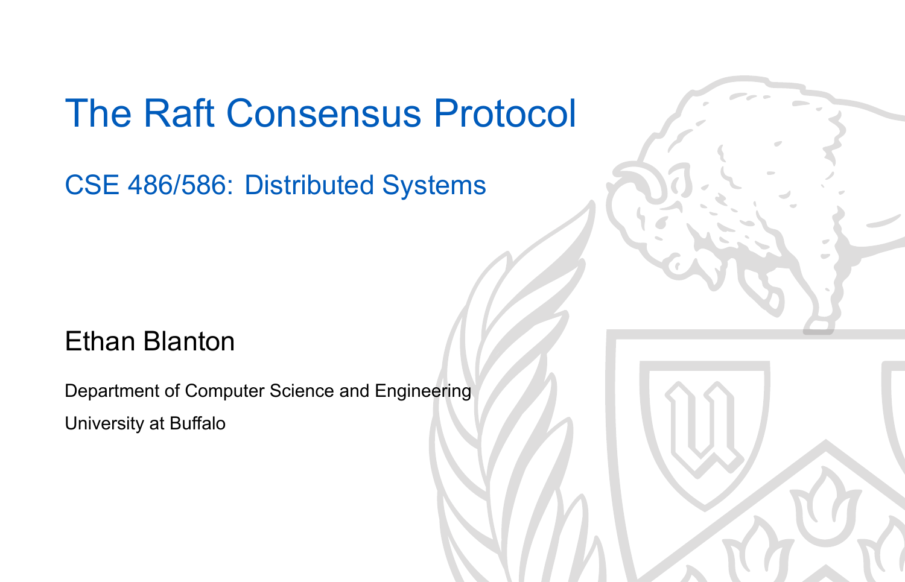# The Raft Consensus Protocol

## CSE 486/586: Distributed Systems

Ethan Blanton

Department of Computer Science and Engineering

University at Buffalo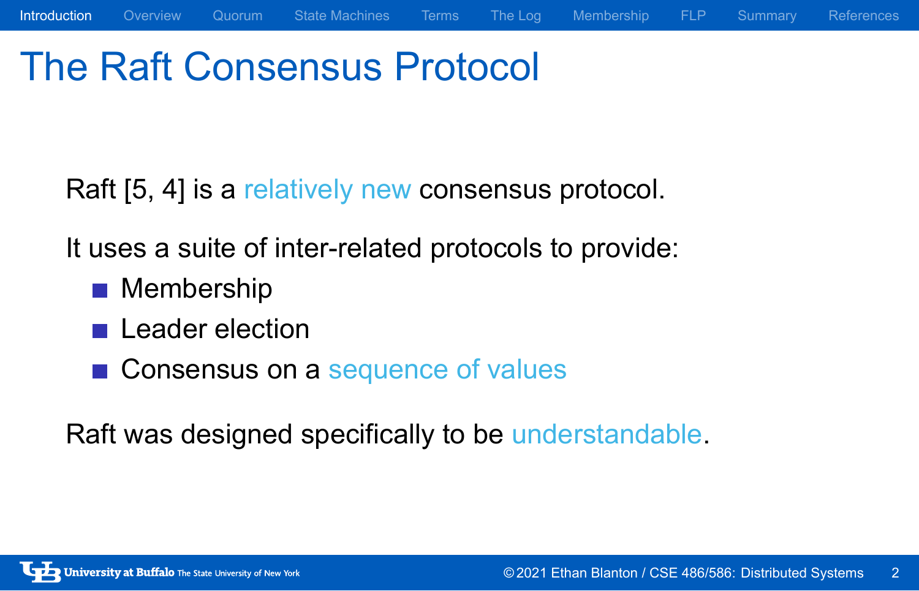# The Raft Consensus Protocol

Raft [5, 4] is a relatively new consensus protocol.

It uses a suite of inter-related protocols to provide:

- Membership
- Leader election
- Consensus on a sequence of values

Raft was designed specifically to be understandable.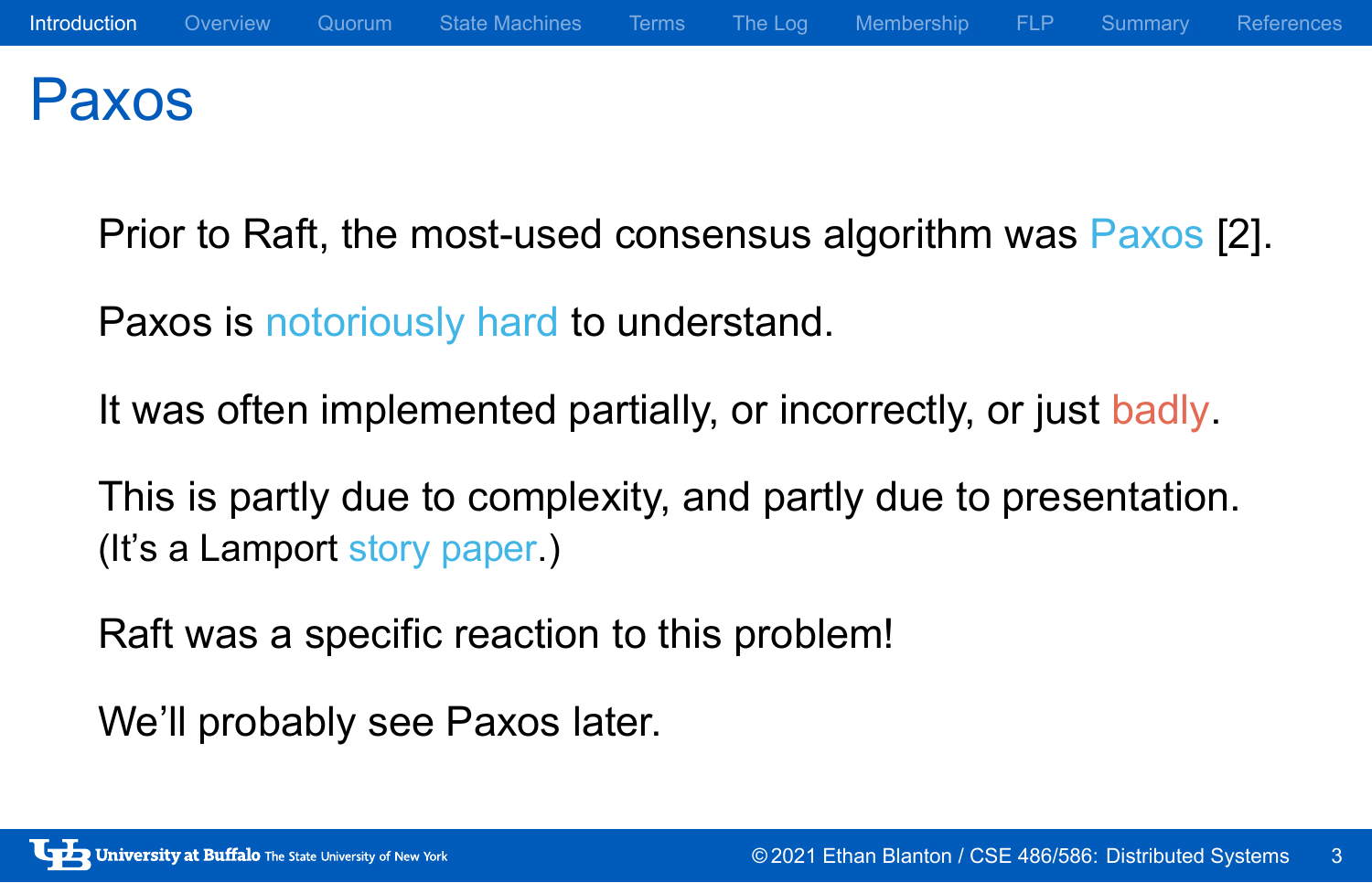# Paxos

Prior to Raft, the most-used consensus algorithm was Paxos [2].

Paxos is notoriously hard to understand.

It was often implemented partially, or incorrectly, or just badly.

This is partly due to complexity, and partly due to presentation.
(It's a Lamport story paper.)

Raft was a specific reaction to this problem!

We'll probably see Paxos later.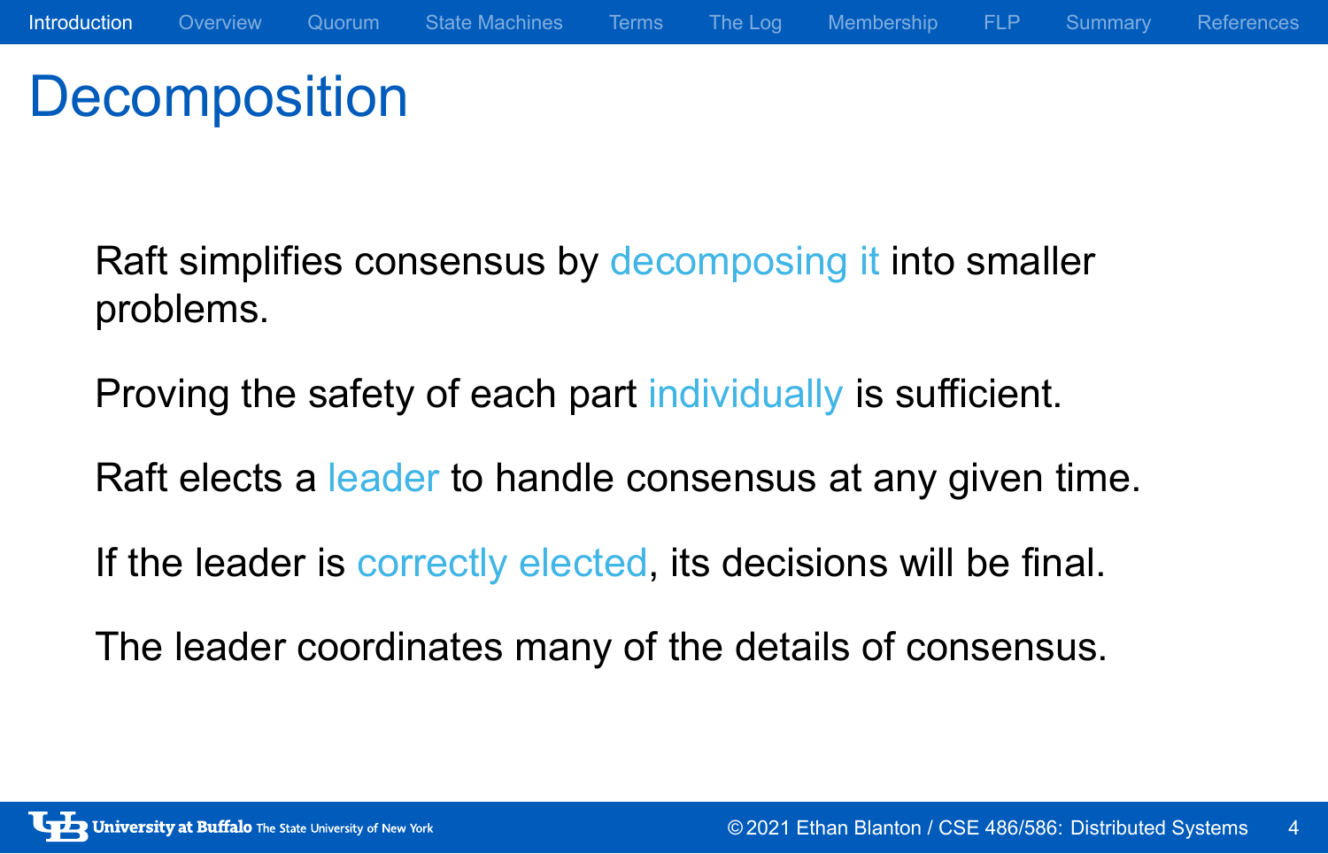# Decomposition

Raft simplifies consensus by decomposing it into smaller problems.

Proving the safety of each part individually is sufficient.

Raft elects a leader to handle consensus at any given time.

If the leader is correctly elected, its decisions will be final.

The leader coordinates many of the details of consensus.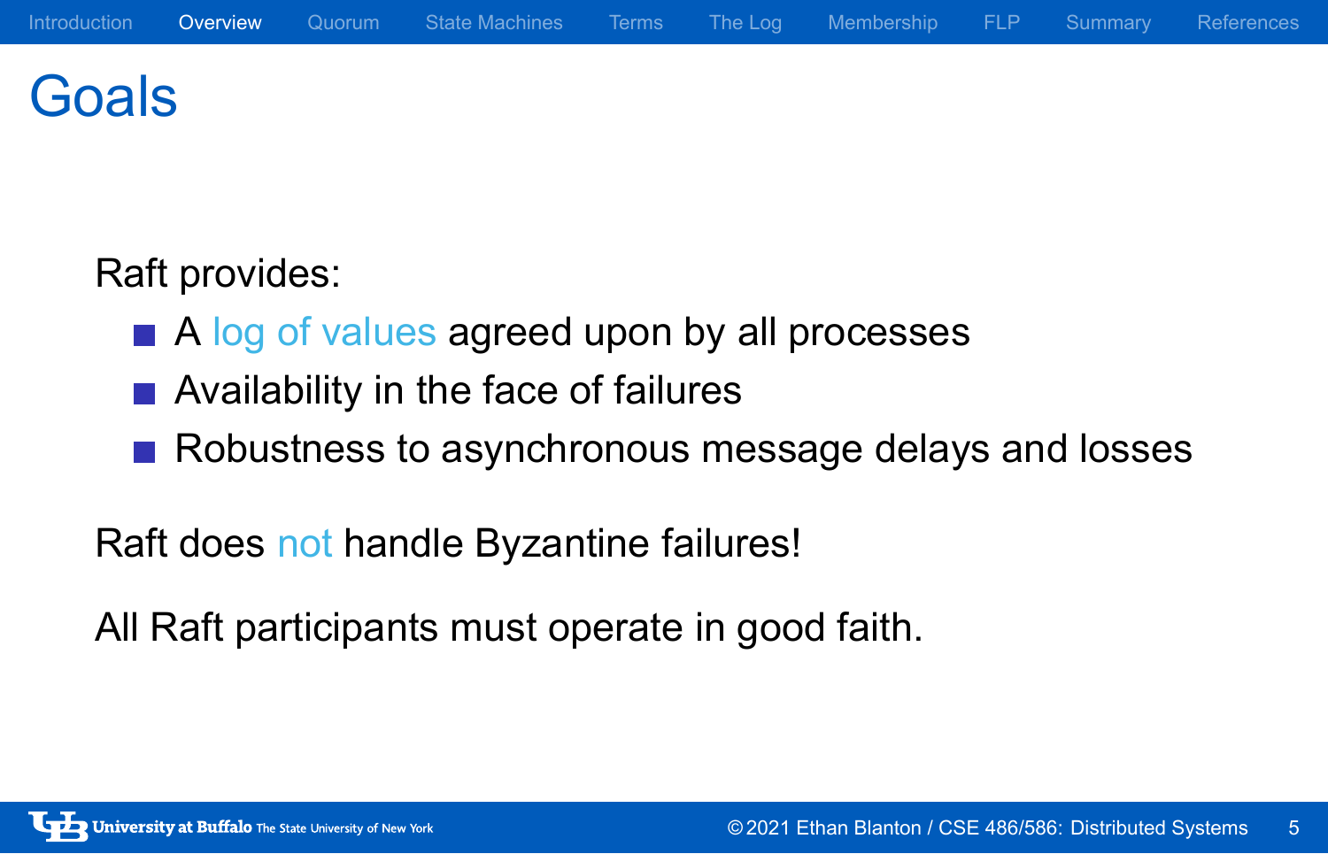# Goals

Raft provides:

- A log of values agreed upon by all processes
- Availability in the face of failures
- Robustness to asynchronous message delays and losses

Raft does not handle Byzantine failures!

All Raft participants must operate in good faith.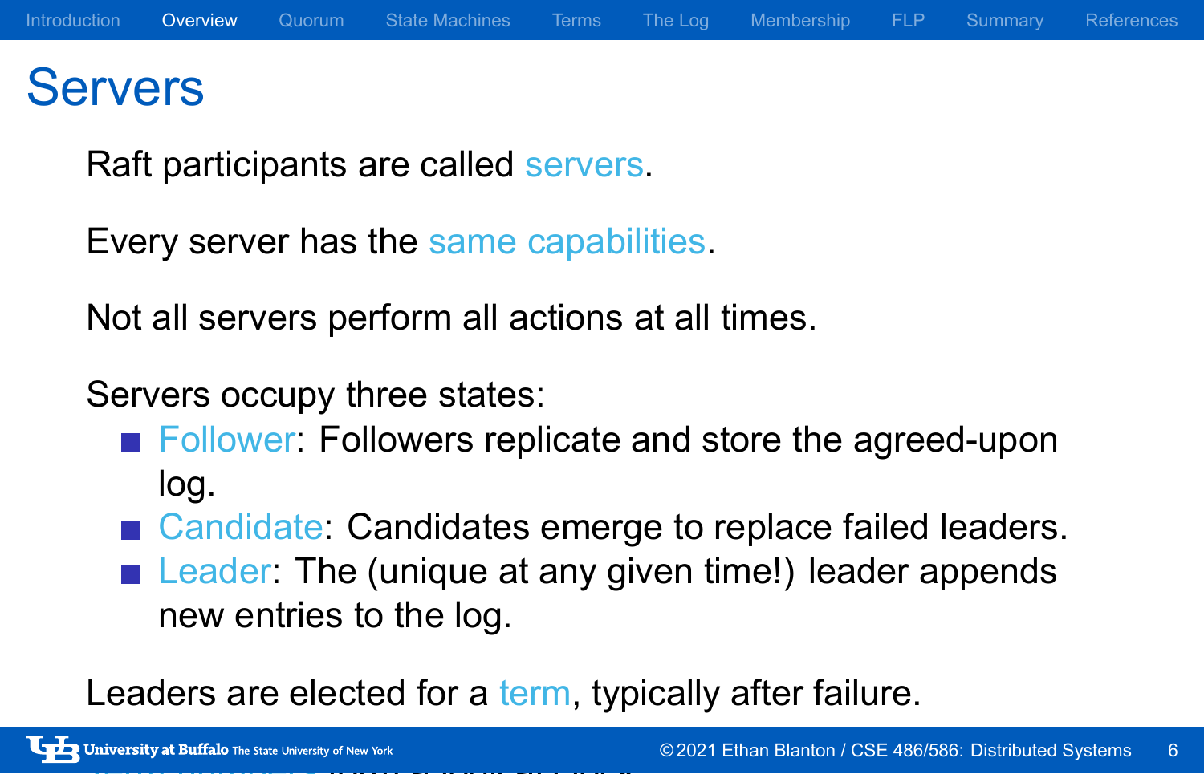# Servers

Raft participants are called servers.

Every server has the same capabilities.

Not all servers perform all actions at all times.

Servers occupy three states:

- Follower: Followers replicate and store the agreed-upon log.
- Candidate: Candidates emerge to replace failed leaders.
- Leader: The (unique at any given time!) leader appends new entries to the log.

Leaders are elected for a term, typically after failure.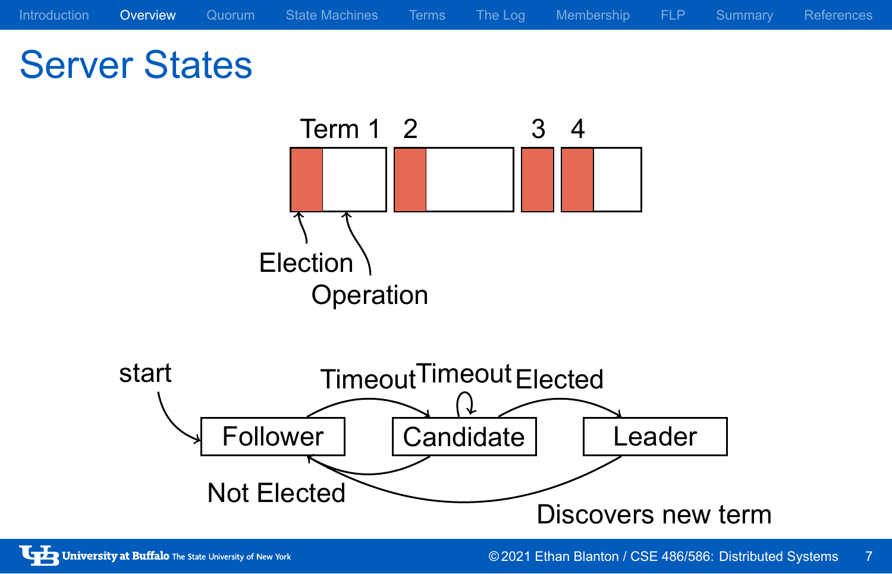# Server States

Term 1 2 3 4

Election

Operation

start

Follower

Candidate

Leader

Timeout

Timeout

Elected

Not Elected

Discovers new term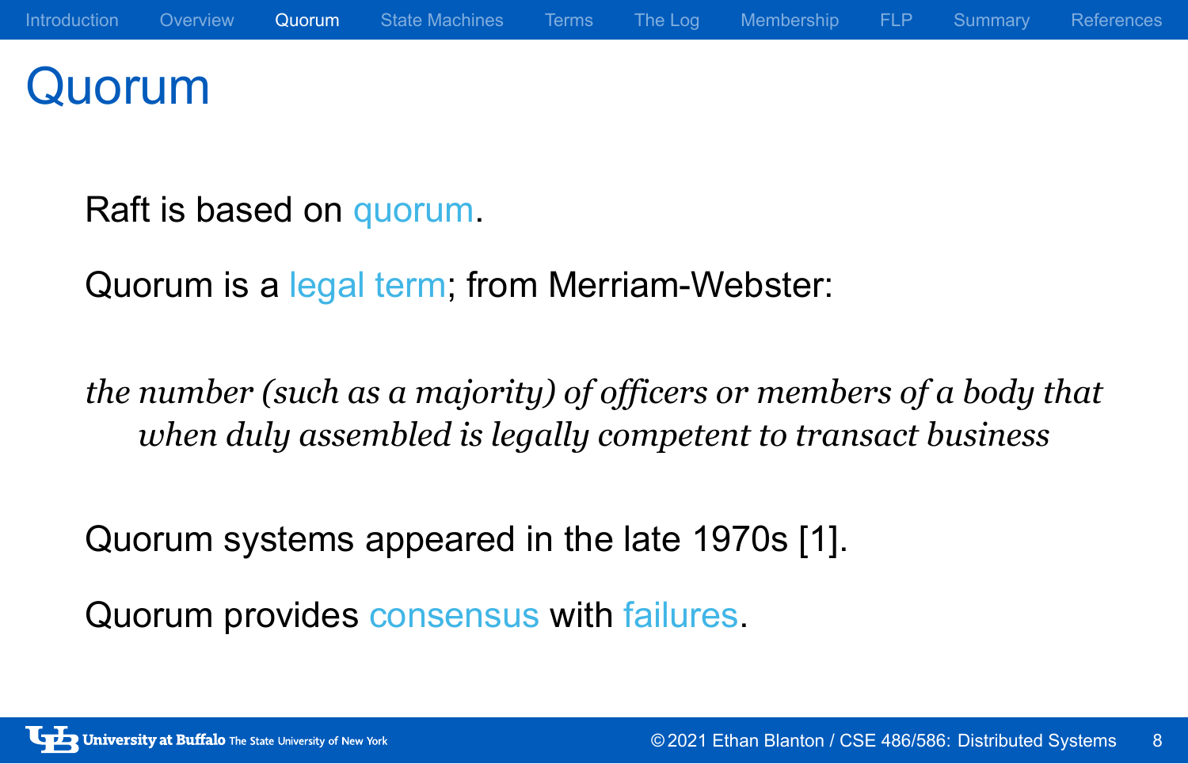# Quorum

Raft is based on quorum.

Quorum is a legal term; from Merriam-Webster:

> *the number (such as a majority) of officers or members of a body that when duly assembled is legally competent to transact business*

Quorum systems appeared in the late 1970s [1].

Quorum provides consensus with failures.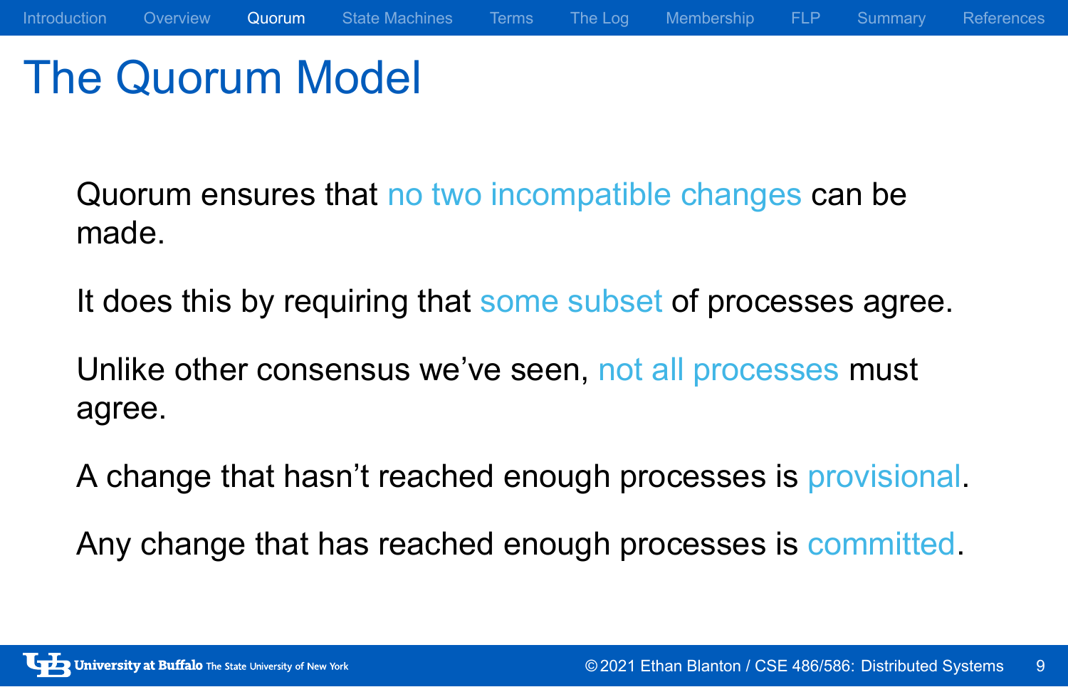# The Quorum Model

Quorum ensures that no two incompatible changes can be made.

It does this by requiring that some subset of processes agree.

Unlike other consensus we've seen, not all processes must agree.

A change that hasn't reached enough processes is provisional.

Any change that has reached enough processes is committed.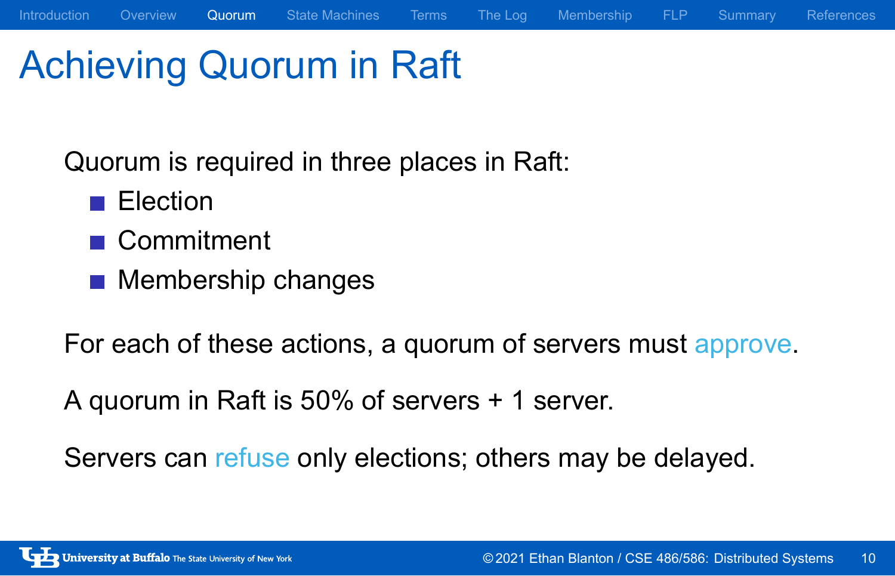# Achieving Quorum in Raft

Quorum is required in three places in Raft:

- Election
- Commitment
- Membership changes

For each of these actions, a quorum of servers must approve.

A quorum in Raft is 50% of servers + 1 server.

Servers can refuse only elections; others may be delayed.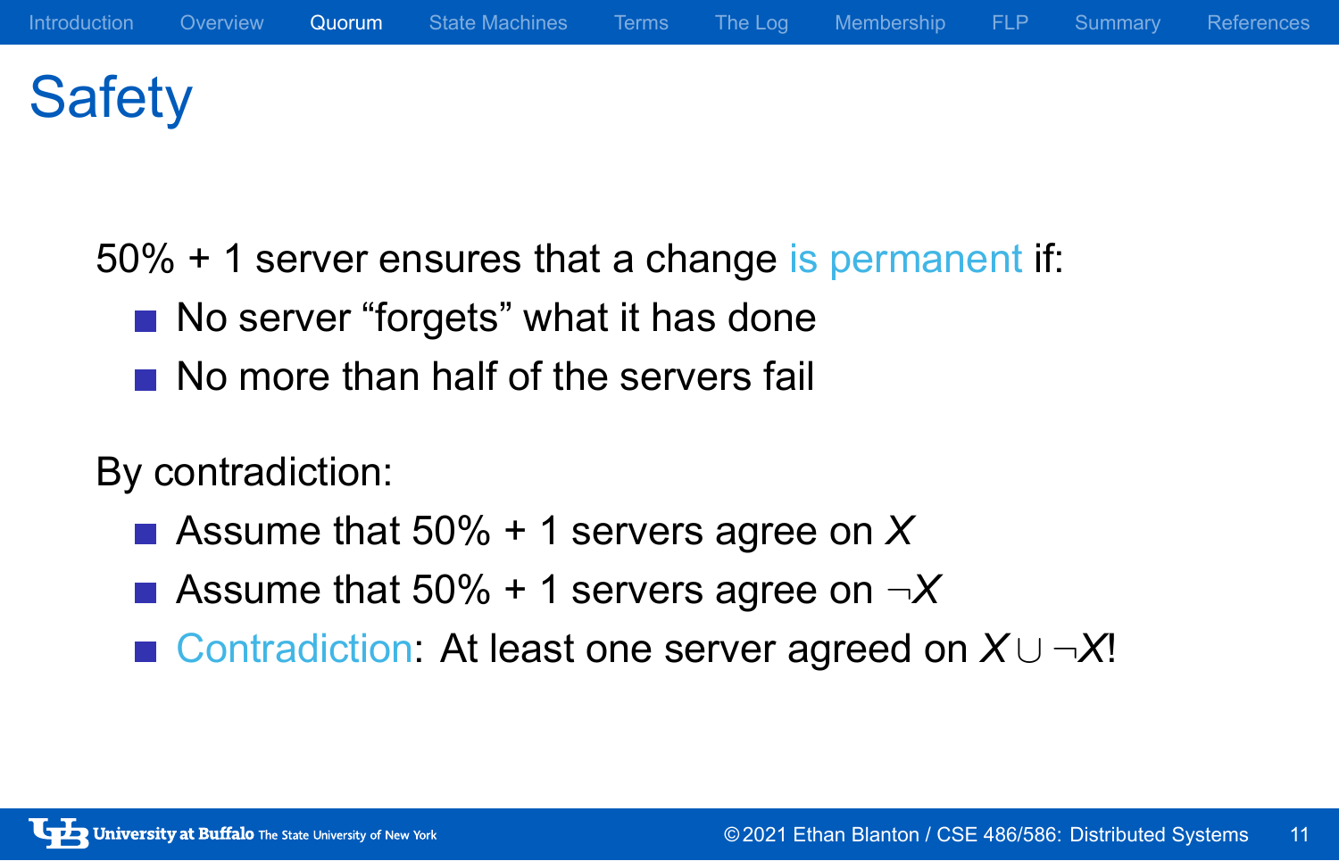# Safety

50% + 1 server ensures that a change is permanent if:

- No server "forgets" what it has done
- No more than half of the servers fail

By contradiction:

- Assume that 50% + 1 servers agree on $X$
- Assume that 50% + 1 servers agree on $\neg X$
- Contradiction: At least one server agreed on $X \cup \neg X$!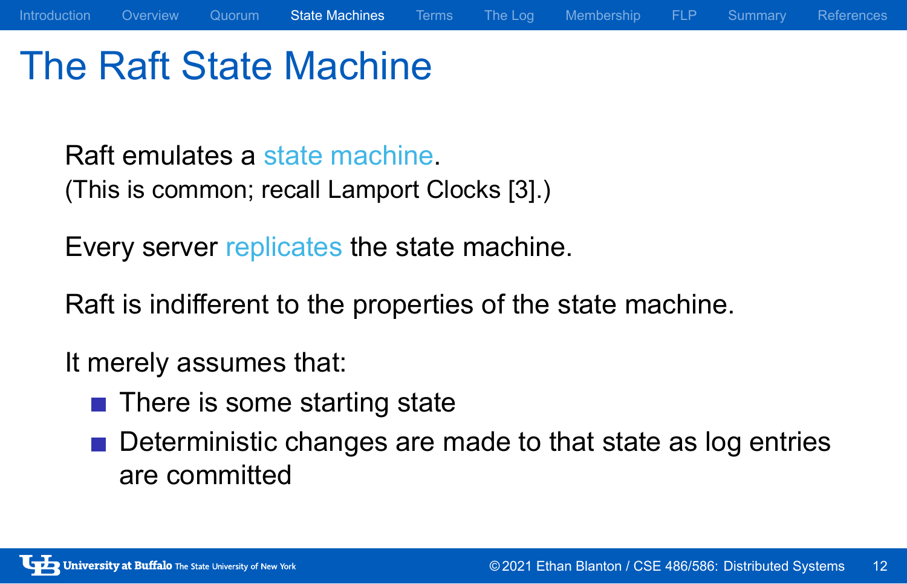# The Raft State Machine

Raft emulates a state machine.
(This is common; recall Lamport Clocks [3].)

Every server replicates the state machine.

Raft is indifferent to the properties of the state machine.

It merely assumes that:

- There is some starting state
- Deterministic changes are made to that state as log entries are committed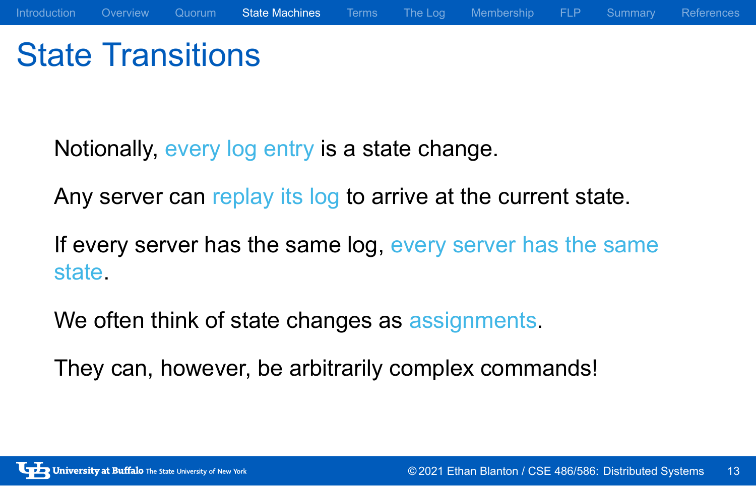# State Transitions

Notionally, every log entry is a state change.

Any server can replay its log to arrive at the current state.

If every server has the same log, every server has the same state.

We often think of state changes as assignments.

They can, however, be arbitrarily complex commands!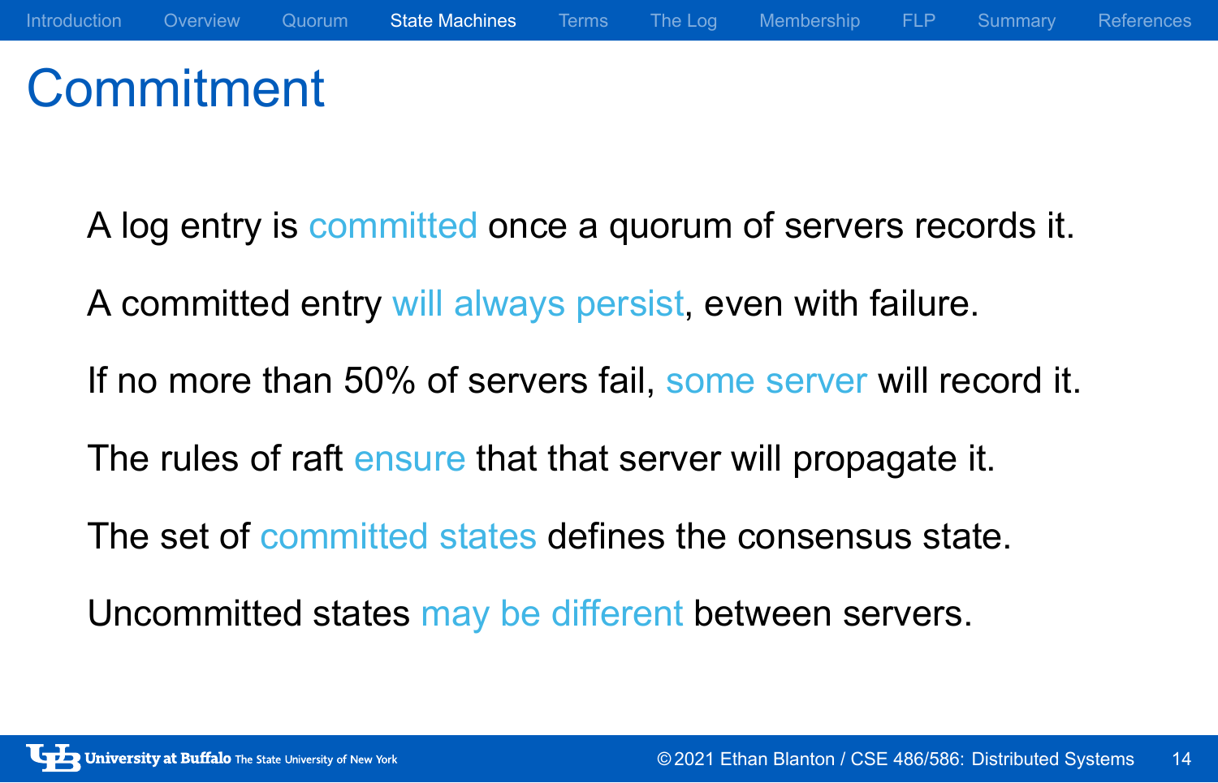# Commitment

A log entry is committed once a quorum of servers records it.

A committed entry will always persist, even with failure.

If no more than 50% of servers fail, some server will record it.

The rules of raft ensure that that server will propagate it.

The set of committed states defines the consensus state.

Uncommitted states may be different between servers.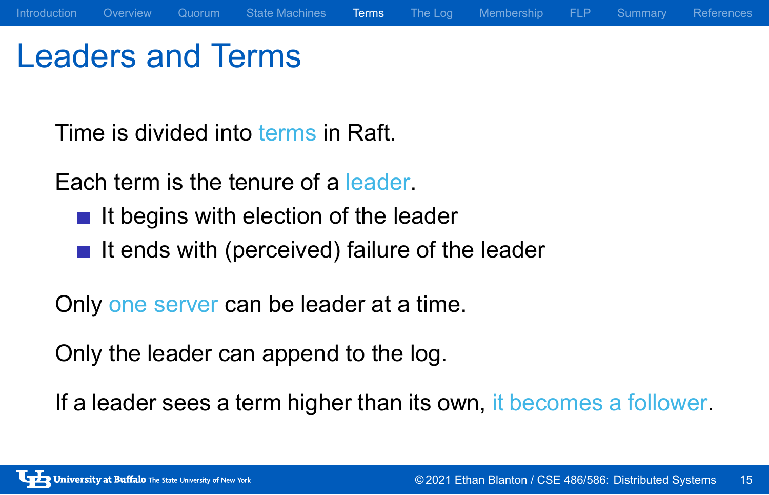# Leaders and Terms

Time is divided into terms in Raft.

Each term is the tenure of a leader.

- It begins with election of the leader
- It ends with (perceived) failure of the leader

Only one server can be leader at a time.

Only the leader can append to the log.

If a leader sees a term higher than its own, it becomes a follower.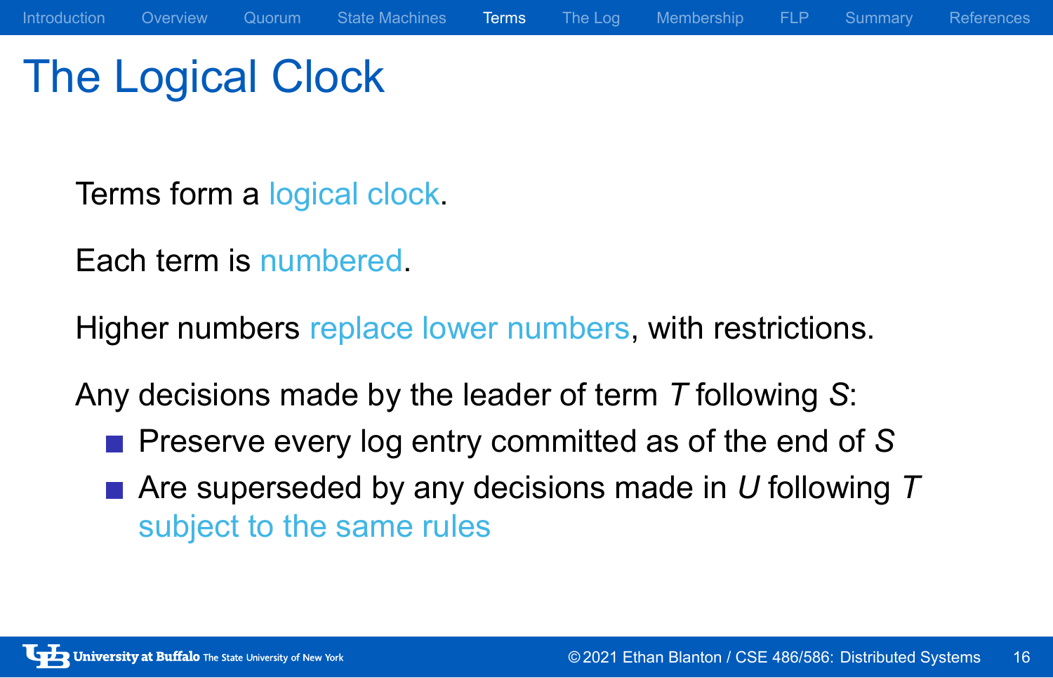# The Logical Clock

Terms form a logical clock.

Each term is numbered.

Higher numbers replace lower numbers, with restrictions.

Any decisions made by the leader of term $T$ following $S$:

- Preserve every log entry committed as of the end of $S$
- Are superseded by any decisions made in $U$ following $T$ subject to the same rules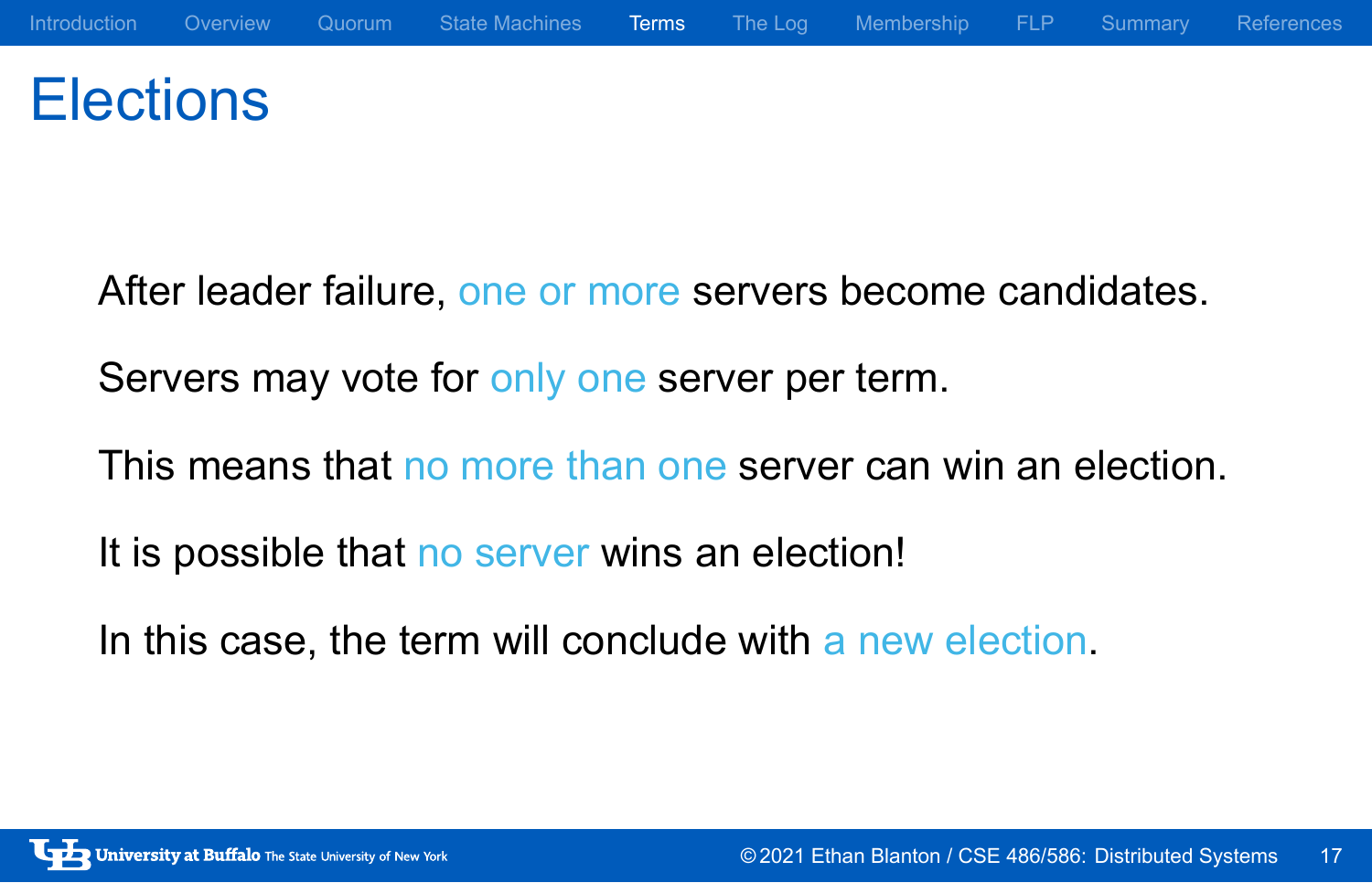# Elections

After leader failure, one or more servers become candidates.

Servers may vote for only one server per term.

This means that no more than one server can win an election.

It is possible that no server wins an election!

In this case, the term will conclude with a new election.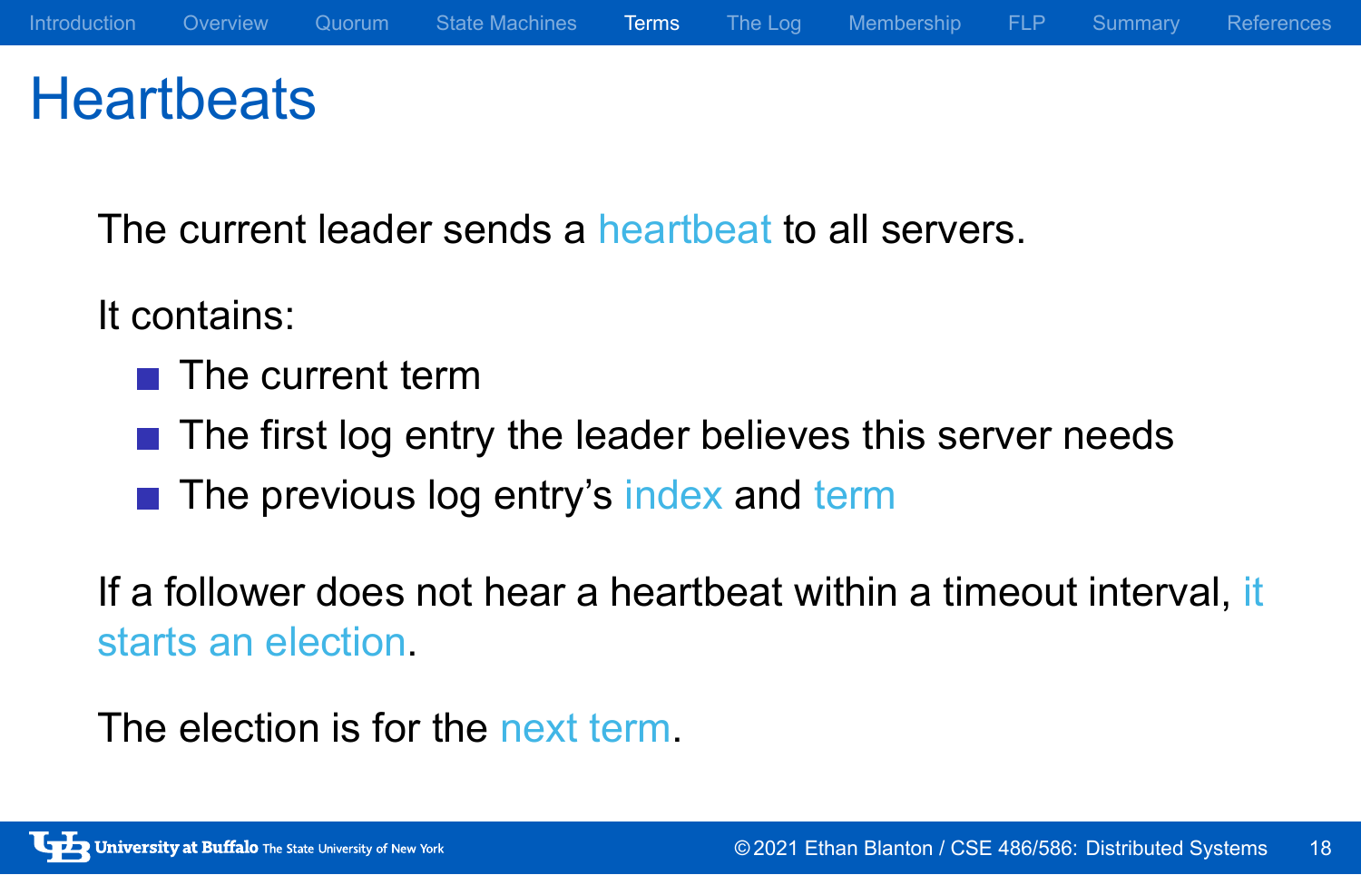# Heartbeats

The current leader sends a heartbeat to all servers.

It contains:

- The current term
- The first log entry the leader believes this server needs
- The previous log entry's index and term

If a follower does not hear a heartbeat within a timeout interval, it starts an election.

The election is for the next term.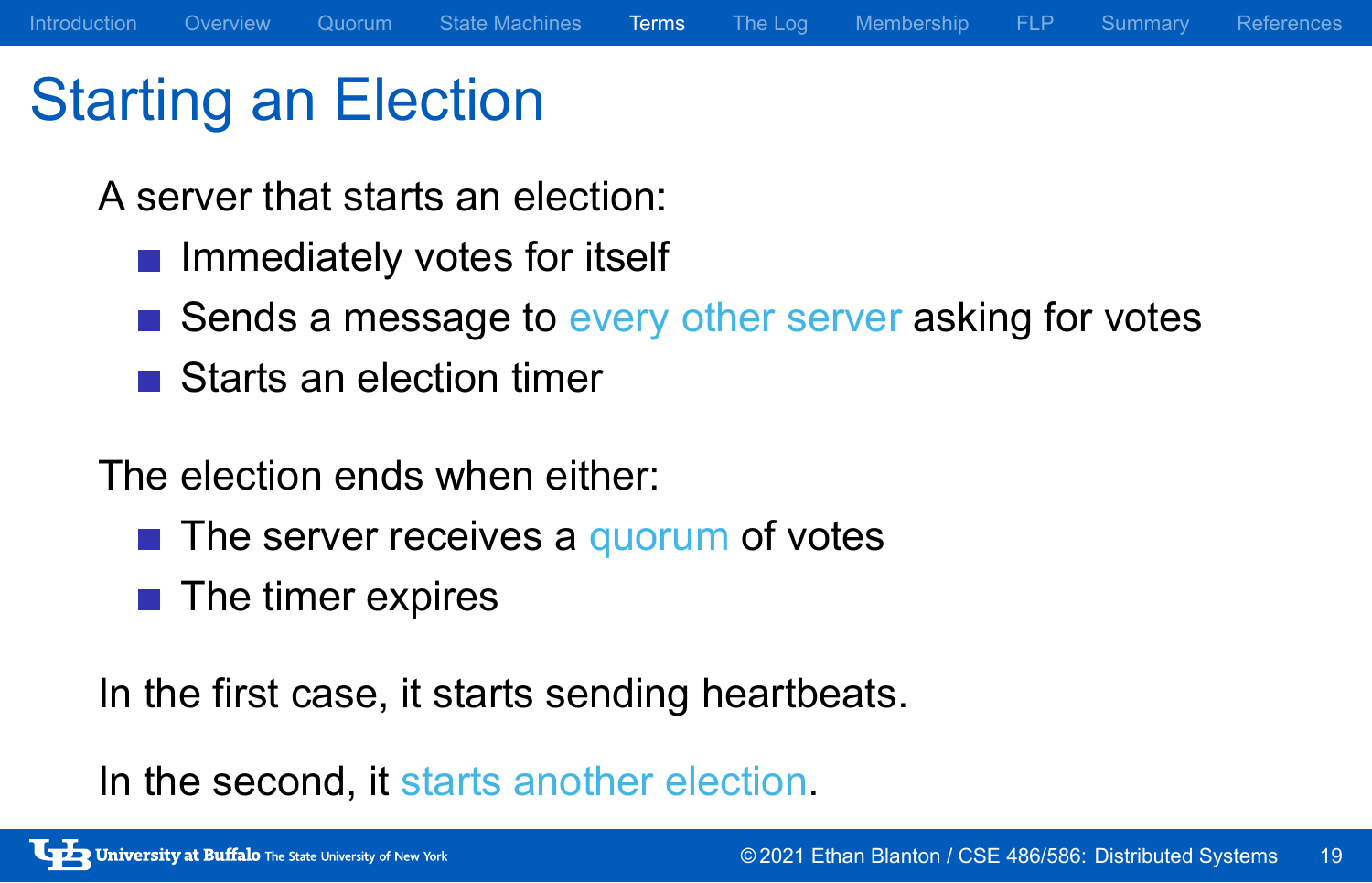# Starting an Election

A server that starts an election:

- Immediately votes for itself
- Sends a message to every other server asking for votes
- Starts an election timer

The election ends when either:

- The server receives a quorum of votes
- The timer expires

In the first case, it starts sending heartbeats.

In the second, it starts another election.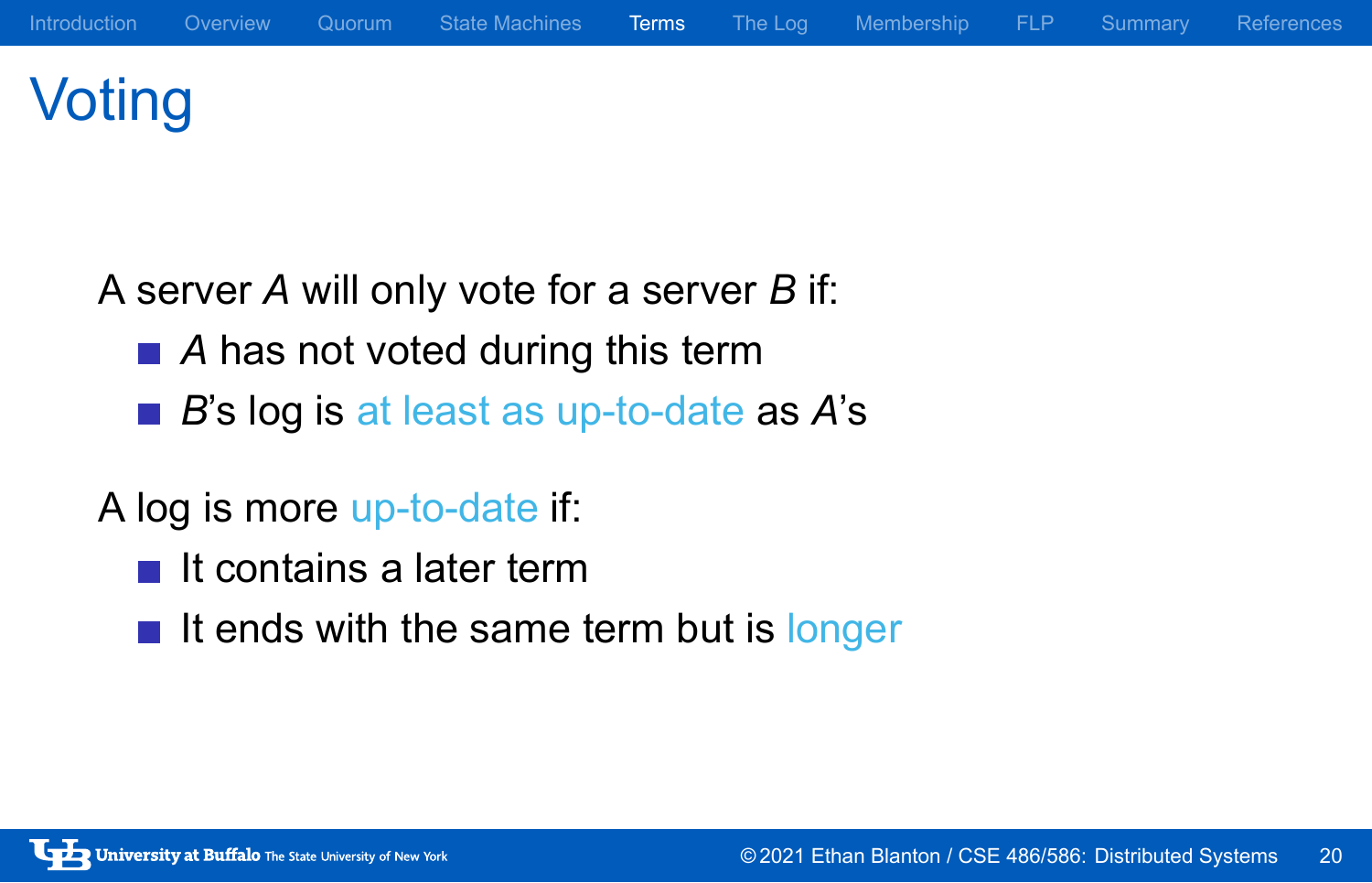# Voting

A server *A* will only vote for a server *B* if:

- *A* has not voted during this term
- *B*'s log is at least as up-to-date as *A*'s

A log is more up-to-date if:

- It contains a later term
- It ends with the same term but is longer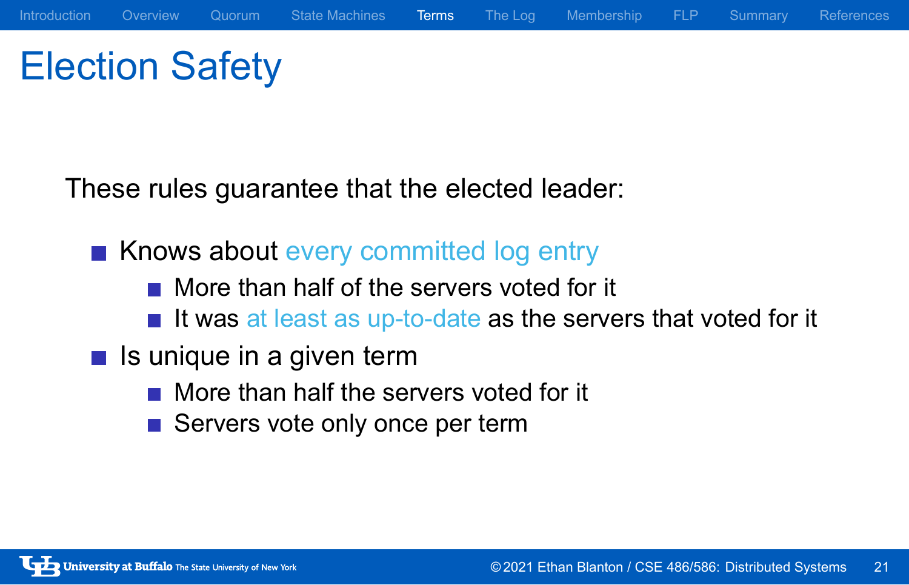# Election Safety

These rules guarantee that the elected leader:

- Knows about every committed log entry
  - More than half of the servers voted for it
  - It was at least as up-to-date as the servers that voted for it
- Is unique in a given term
  - More than half the servers voted for it
  - Servers vote only once per term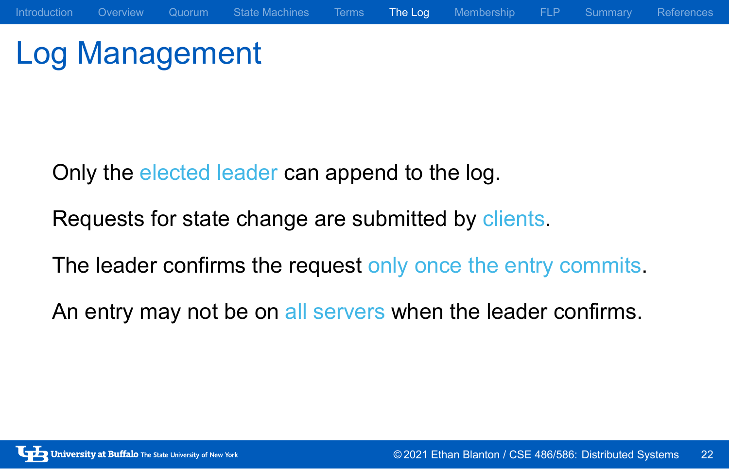# Log Management

Only the elected leader can append to the log.

Requests for state change are submitted by clients.

The leader confirms the request only once the entry commits.

An entry may not be on all servers when the leader confirms.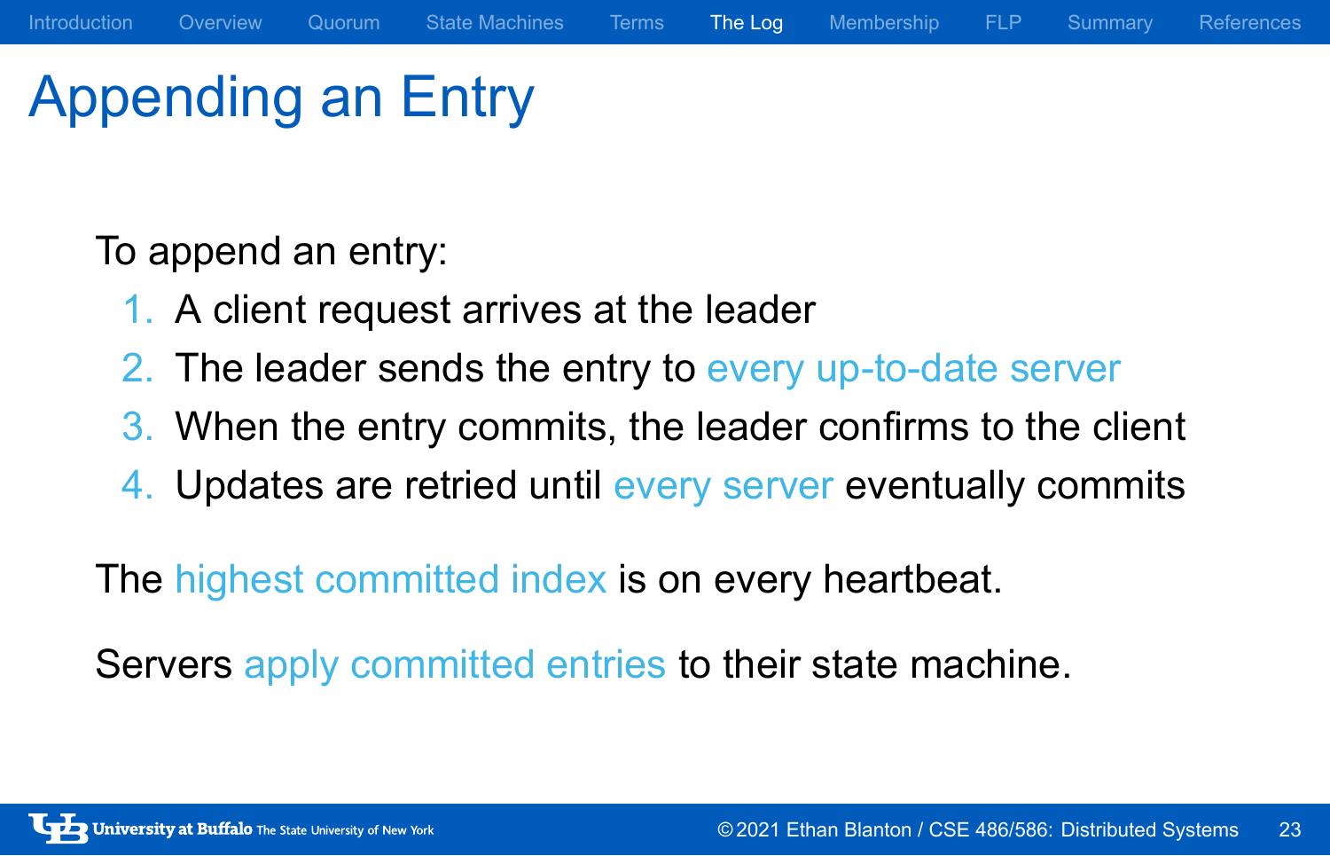# Appending an Entry

To append an entry:

1. A client request arrives at the leader
2. The leader sends the entry to every up-to-date server
3. When the entry commits, the leader confirms to the client
4. Updates are retried until every server eventually commits

The highest committed index is on every heartbeat.

Servers apply committed entries to their state machine.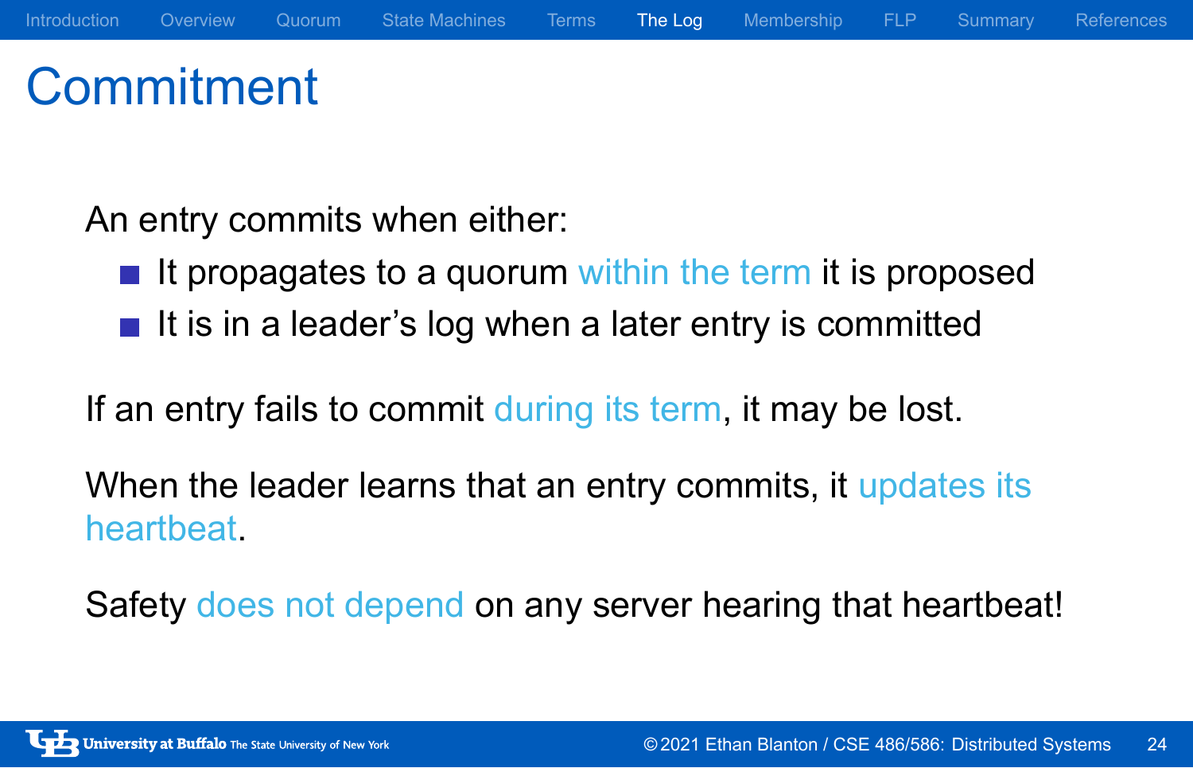# Commitment

An entry commits when either:

- It propagates to a quorum within the term it is proposed
- It is in a leader's log when a later entry is committed

If an entry fails to commit during its term, it may be lost.

When the leader learns that an entry commits, it updates its heartbeat.

Safety does not depend on any server hearing that heartbeat!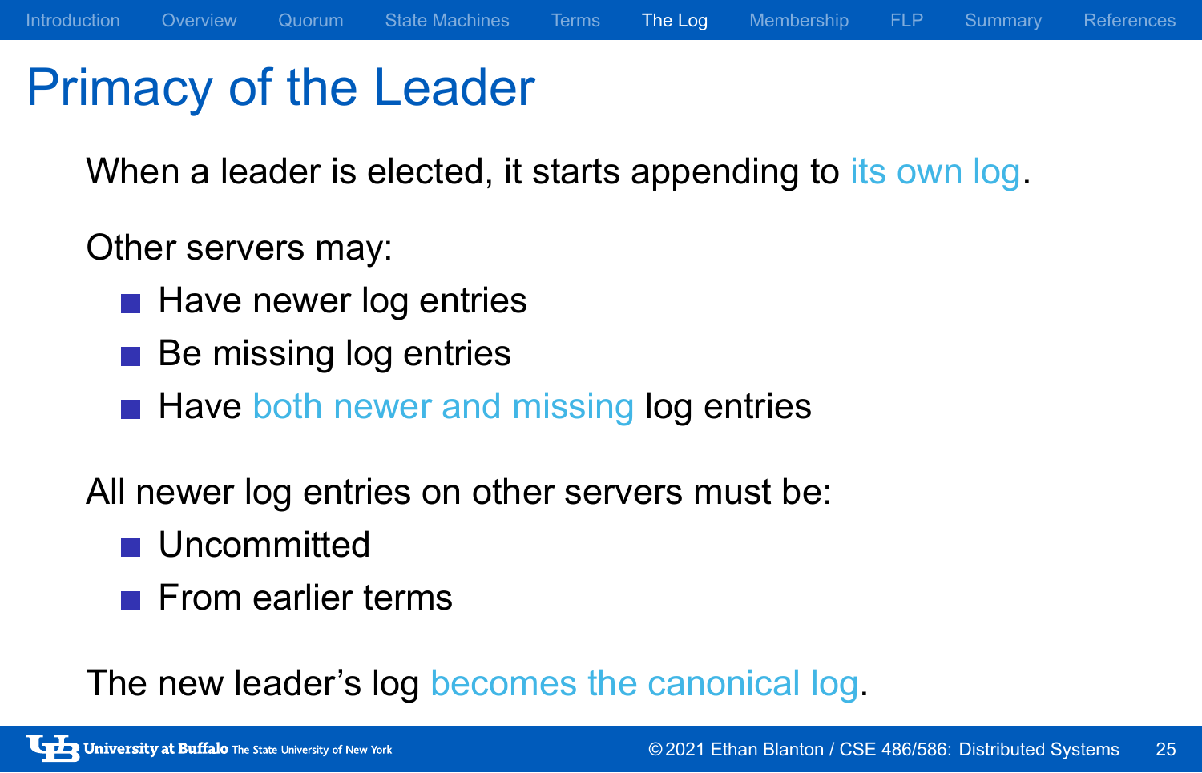# Primacy of the Leader

When a leader is elected, it starts appending to its own log.

Other servers may:

- Have newer log entries
- Be missing log entries
- Have both newer and missing log entries

All newer log entries on other servers must be:

- Uncommitted
- From earlier terms

The new leader's log becomes the canonical log.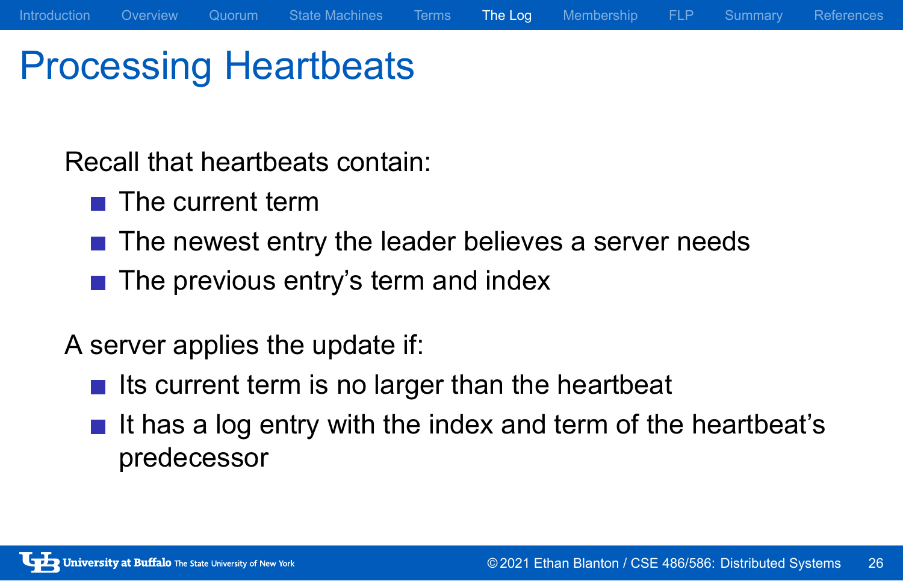# Processing Heartbeats

Recall that heartbeats contain:

- The current term
- The newest entry the leader believes a server needs
- The previous entry's term and index

A server applies the update if:

- Its current term is no larger than the heartbeat
- It has a log entry with the index and term of the heartbeat's predecessor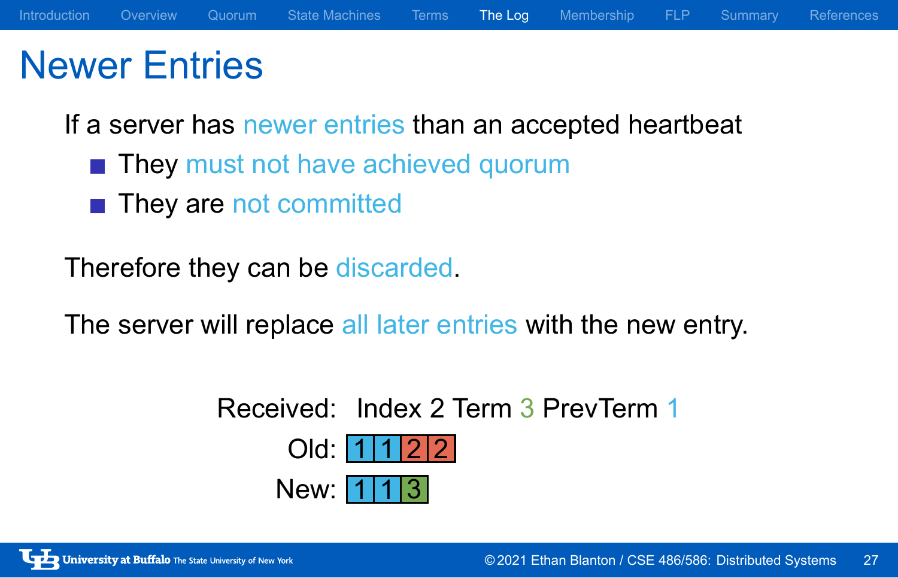# Newer Entries

If a server has newer entries than an accepted heartbeat

- They must not have achieved quorum
- They are not committed

Therefore they can be discarded.

The server will replace all later entries with the new entry.

Received: Index 2 Term 3 PrevTerm 1

Old: | 1 | 1 | 2 | 2 |

New: | 1 | 1 | 3 |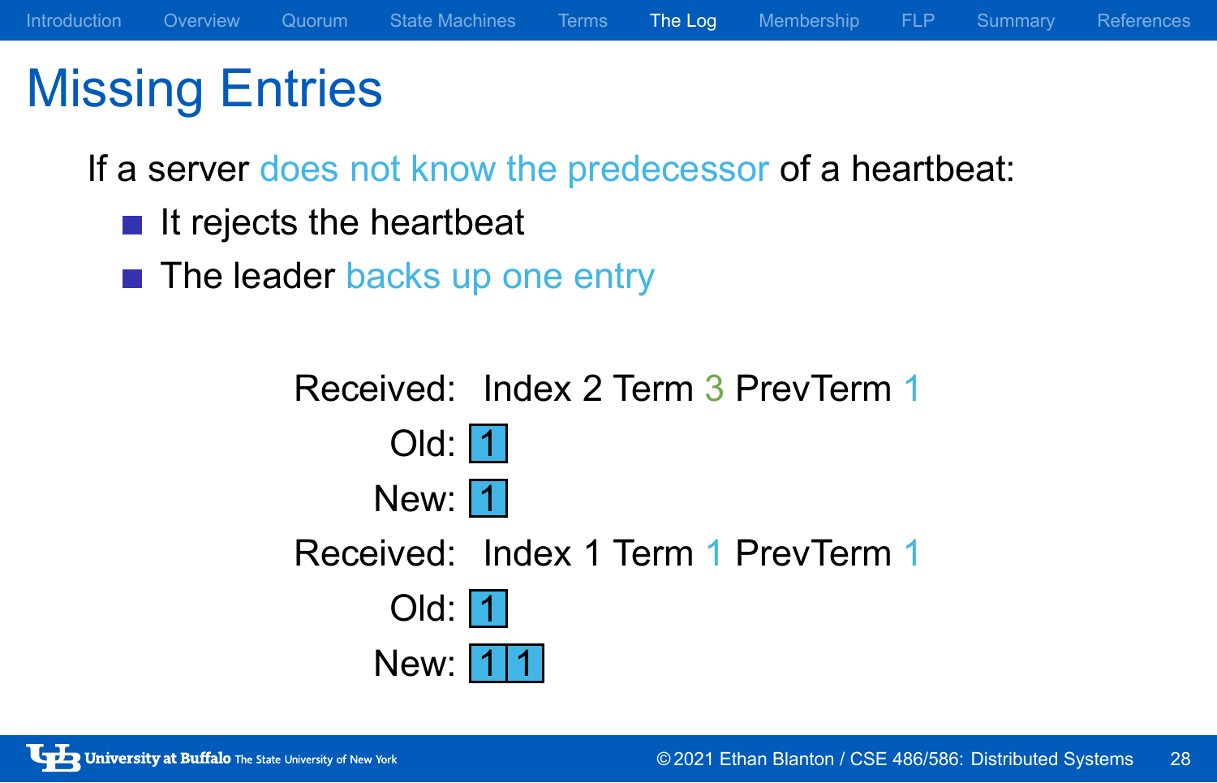# Missing Entries

If a server does not know the predecessor of a heartbeat:

- It rejects the heartbeat
- The leader backs up one entry

Received: Index 2 Term 3 PrevTerm 1

Old: | 1 |

New: | 1 |

Received: Index 1 Term 1 PrevTerm 1

Old: | 1 |

New: | 1 | 1 |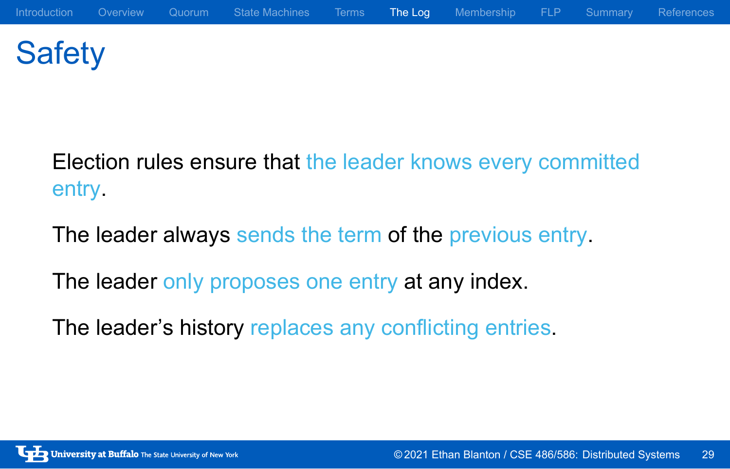# Safety

Election rules ensure that the leader knows every committed entry.

The leader always sends the term of the previous entry.

The leader only proposes one entry at any index.

The leader's history replaces any conflicting entries.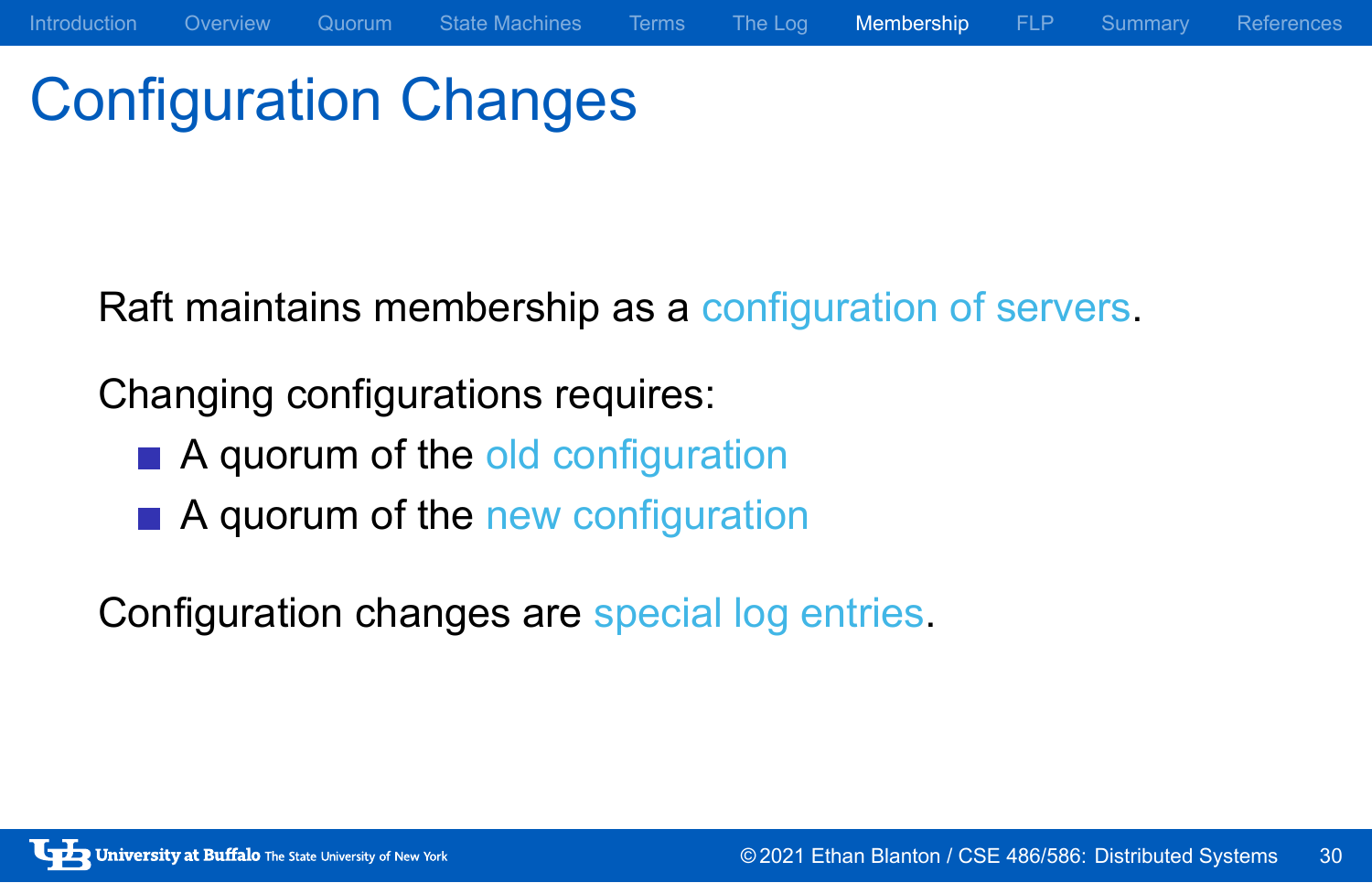# Configuration Changes

Raft maintains membership as a configuration of servers.

Changing configurations requires:

- A quorum of the old configuration
- A quorum of the new configuration

Configuration changes are special log entries.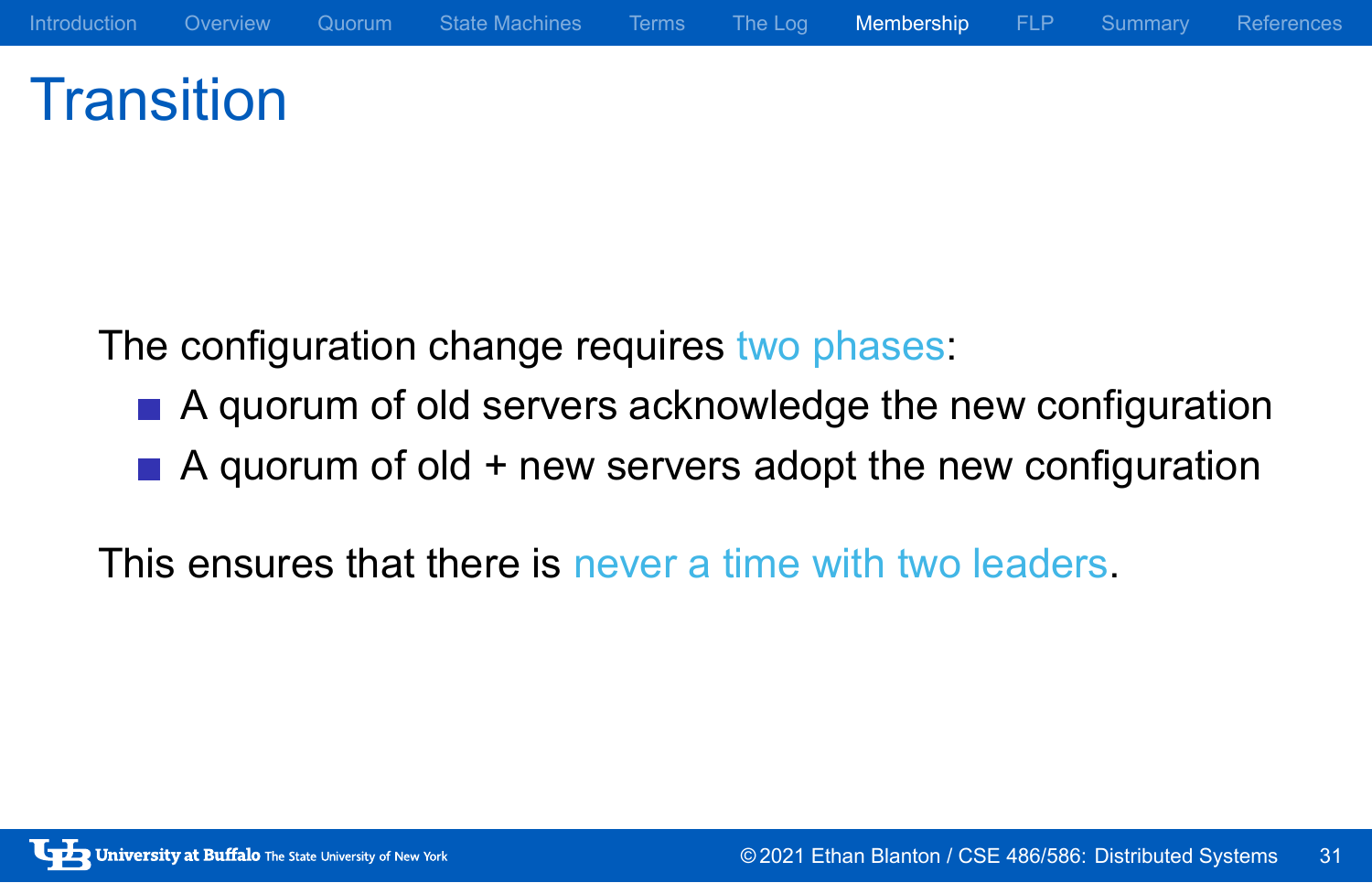# Transition

The configuration change requires two phases:

- A quorum of old servers acknowledge the new configuration
- A quorum of old + new servers adopt the new configuration

This ensures that there is never a time with two leaders.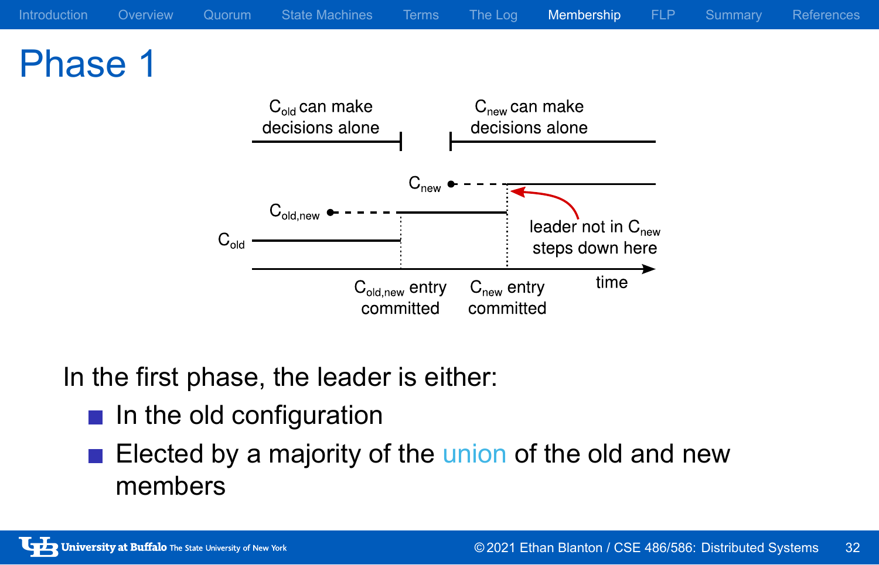# Phase 1

$C_{old}$ can make decisions alone

$C_{new}$ can make decisions alone

$C_{new}$

$C_{old,new}$

$C_{old}$

leader not in $C_{new}$ steps down here

time

$C_{old,new}$ entry committed

$C_{new}$ entry committed

In the first phase, the leader is either:

- In the old configuration
- Elected by a majority of the union of the old and new members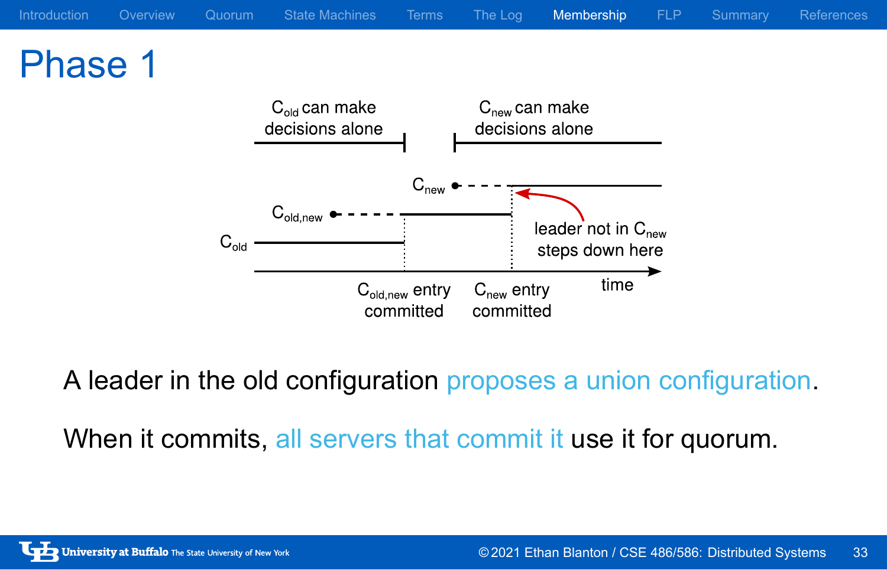# Phase 1

$C_{old}$ can make decisions alone

$C_{new}$ can make decisions alone

$C_{new}$

$C_{old,new}$

$C_{old}$

leader not in $C_{new}$ steps down here

$C_{old,new}$ entry committed

$C_{new}$ entry committed

time

A leader in the old configuration proposes a union configuration.

When it commits, all servers that commit it use it for quorum.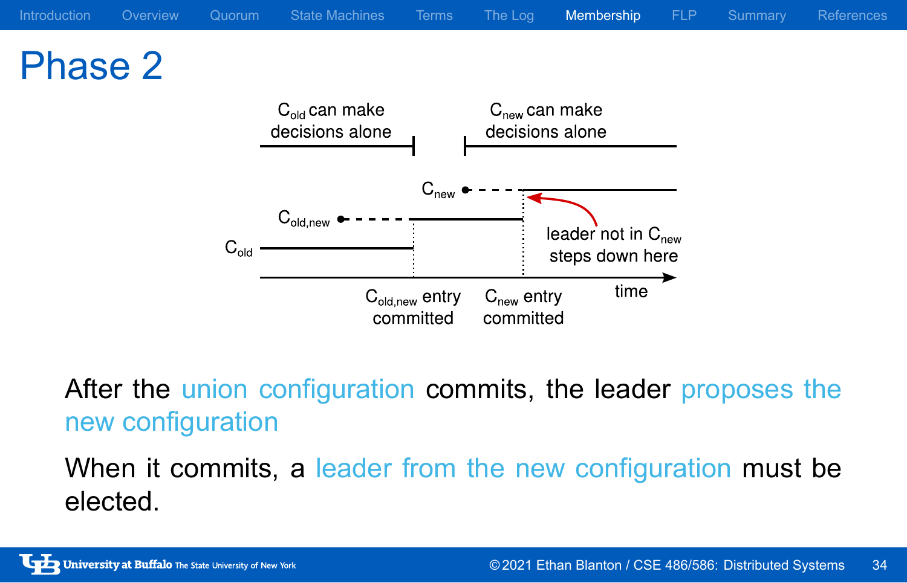# Phase 2

$C_{old}$ can make decisions alone

$C_{new}$ can make decisions alone

$C_{new}$

$C_{old,new}$

$C_{old}$

leader not in $C_{new}$ steps down here

$C_{old,new}$ entry committed

$C_{new}$ entry committed

time

After the union configuration commits, the leader proposes the new configuration

When it commits, a leader from the new configuration must be elected.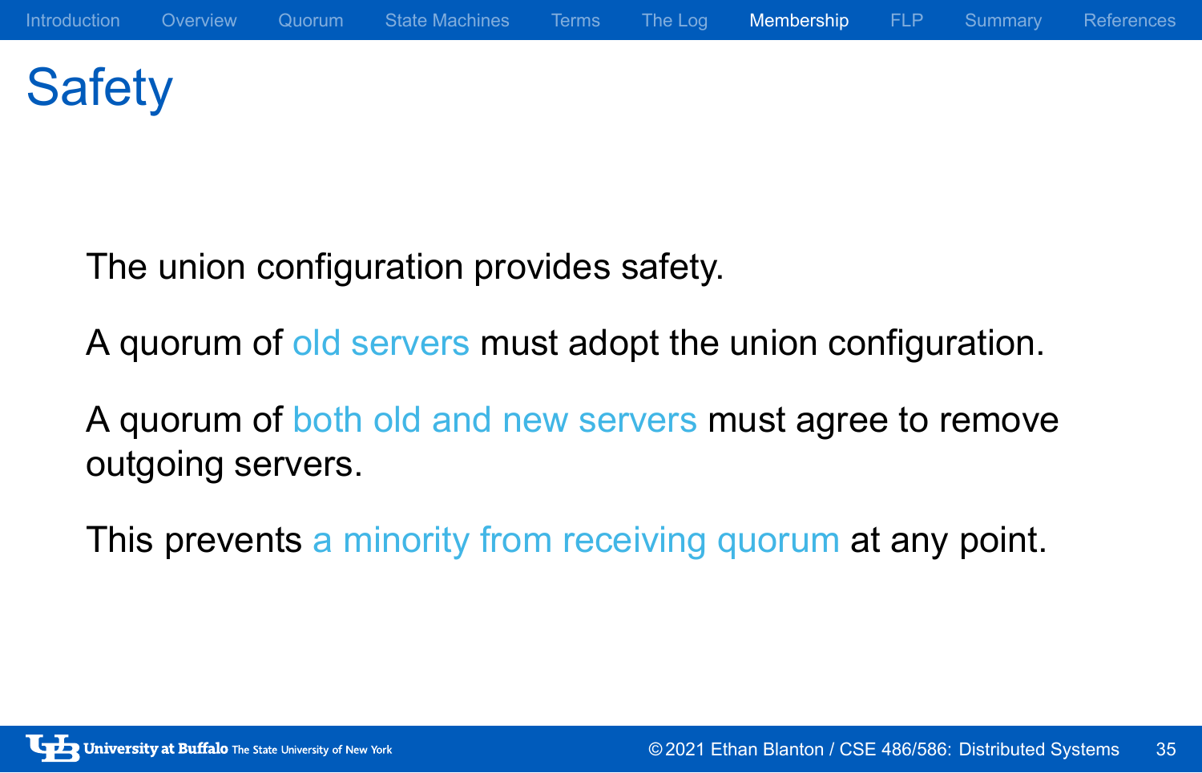# Safety

The union configuration provides safety.

A quorum of old servers must adopt the union configuration.

A quorum of both old and new servers must agree to remove outgoing servers.

This prevents a minority from receiving quorum at any point.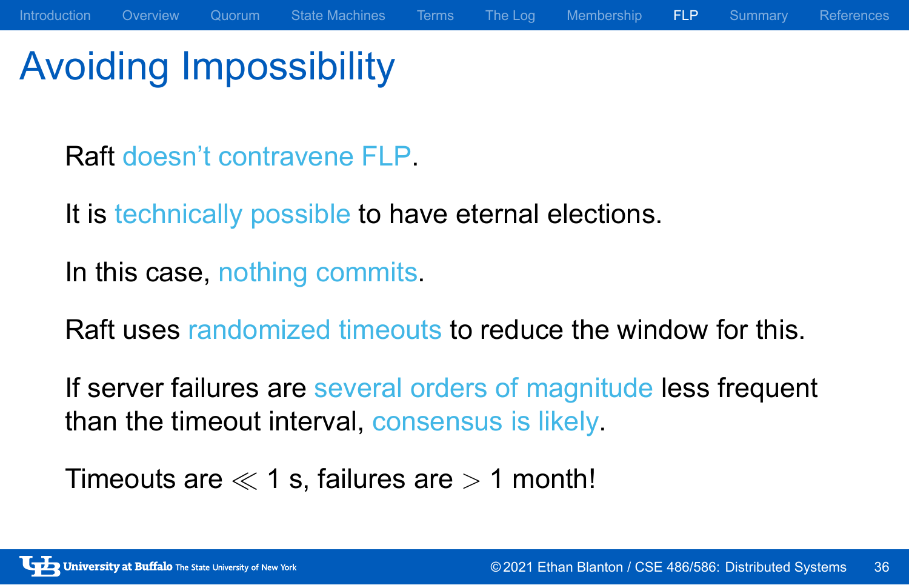# Avoiding Impossibility

Raft doesn't contravene FLP.

It is technically possible to have eternal elections.

In this case, nothing commits.

Raft uses randomized timeouts to reduce the window for this.

If server failures are several orders of magnitude less frequent than the timeout interval, consensus is likely.

Timeouts are $\ll 1$ s, failures are $> 1$ month!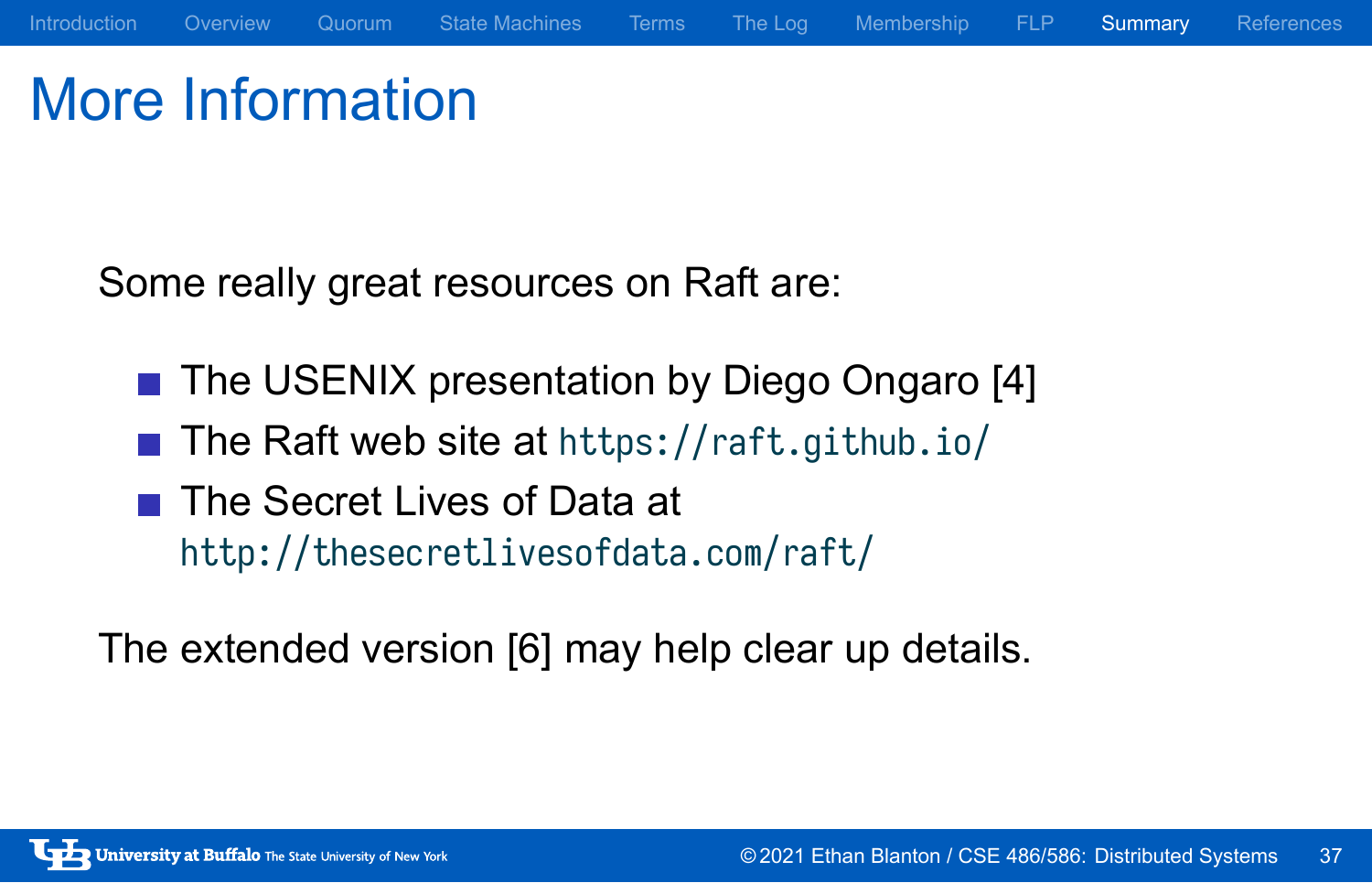# More Information

Some really great resources on Raft are:

- The USENIX presentation by Diego Ongaro [4]
- The Raft web site at `https://raft.github.io/`
- The Secret Lives of Data at `http://thesecretlivesofdata.com/raft/`

The extended version [6] may help clear up details.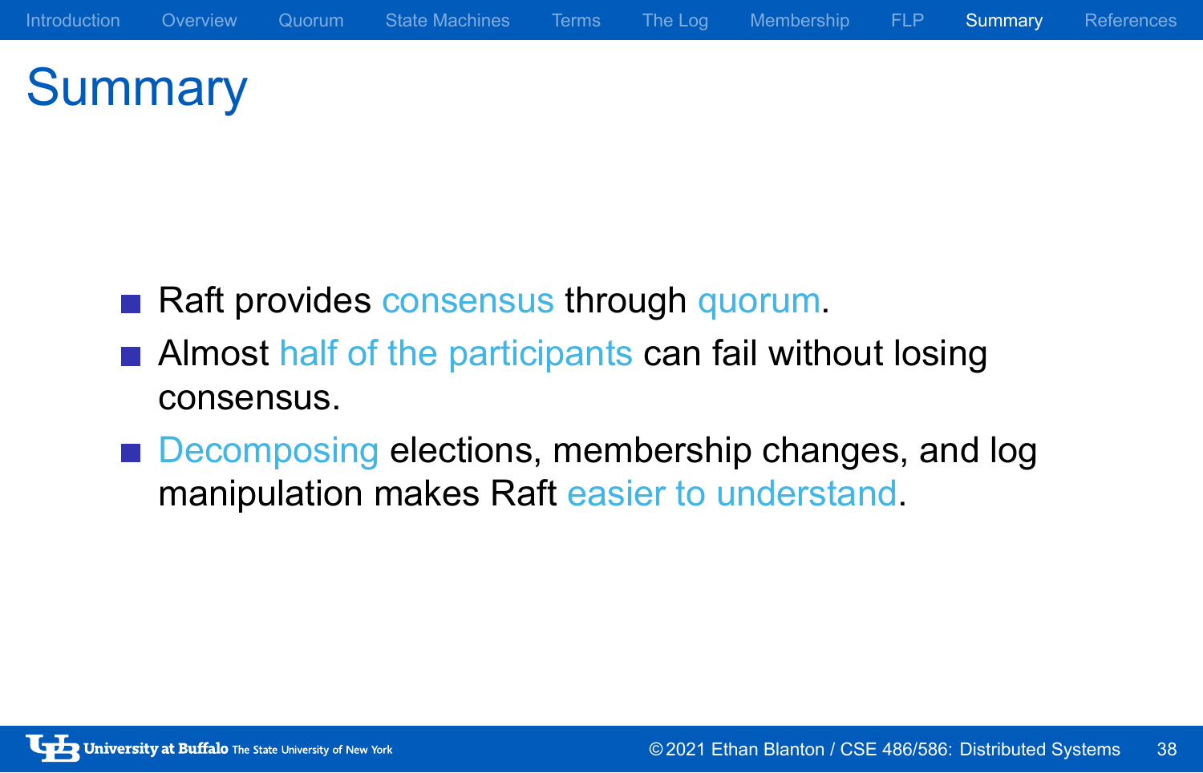# Summary

- Raft provides consensus through quorum.
- Almost half of the participants can fail without losing consensus.
- Decomposing elections, membership changes, and log manipulation makes Raft easier to understand.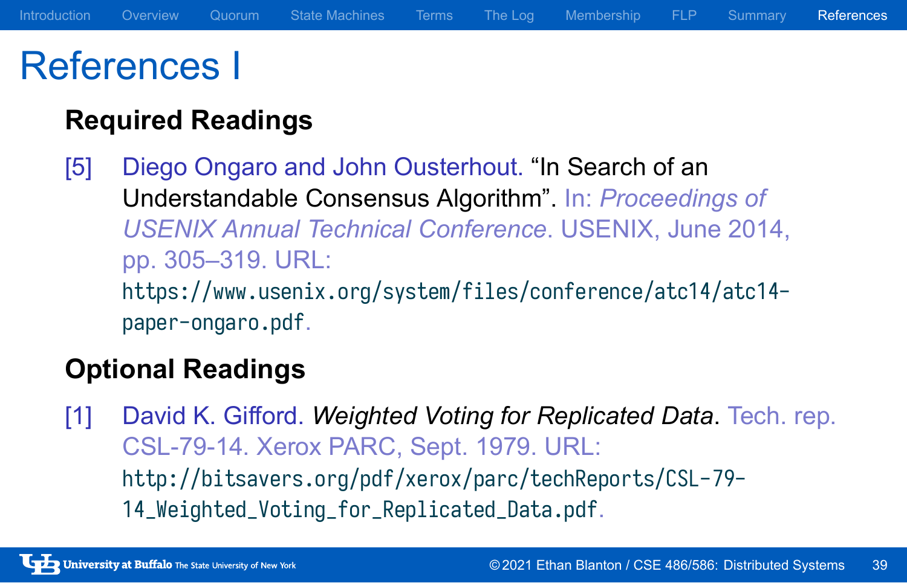# References I

## Required Readings

[5] Diego Ongaro and John Ousterhout. "In Search of an Understandable Consensus Algorithm". In: *Proceedings of USENIX Annual Technical Conference*. USENIX, June 2014, pp. 305–319. URL: https://www.usenix.org/system/files/conference/atc14/atc14-paper-ongaro.pdf.

## Optional Readings

[1] David K. Gifford. *Weighted Voting for Replicated Data*. Tech. rep. CSL-79-14. Xerox PARC, Sept. 1979. URL: http://bitsavers.org/pdf/xerox/parc/techReports/CSL-79-14_Weighted_Voting_for_Replicated_Data.pdf.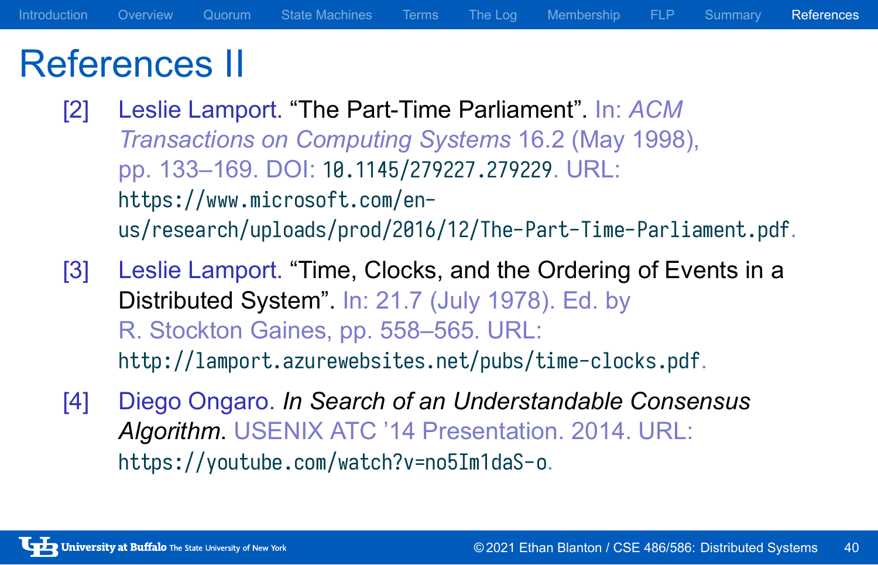# References II

[2] Leslie Lamport. "The Part-Time Parliament". In: *ACM Transactions on Computing Systems* 16.2 (May 1998), pp. 133–169. DOI: 10.1145/279227.279229. URL: https://www.microsoft.com/en-us/research/uploads/prod/2016/12/The-Part-Time-Parliament.pdf.

[3] Leslie Lamport. "Time, Clocks, and the Ordering of Events in a Distributed System". In: 21.7 (July 1978). Ed. by R. Stockton Gaines, pp. 558–565. URL: http://lamport.azurewebsites.net/pubs/time-clocks.pdf.

[4] Diego Ongaro. *In Search of an Understandable Consensus Algorithm*. USENIX ATC '14 Presentation. 2014. URL: https://youtube.com/watch?v=no5Im1daS-o.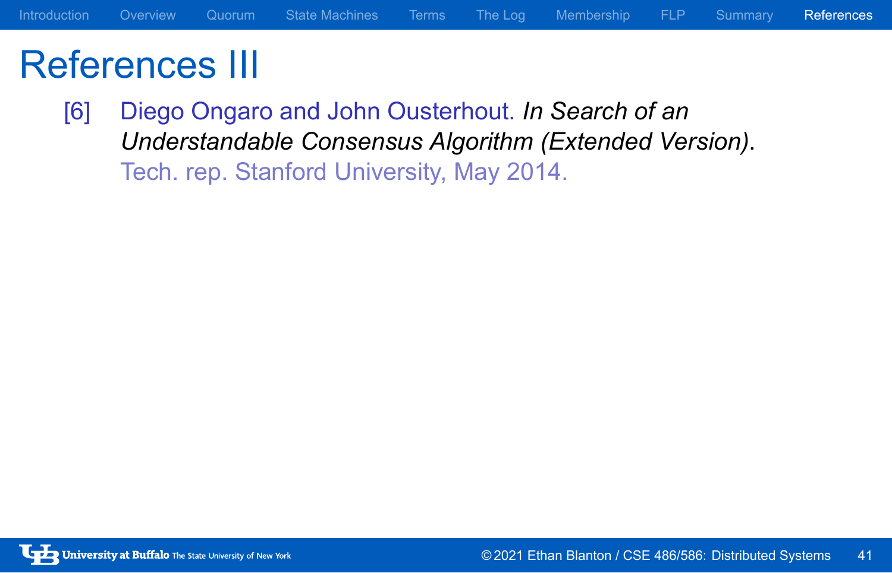# References III

[6] Diego Ongaro and John Ousterhout. *In Search of an Understandable Consensus Algorithm (Extended Version)*. Tech. rep. Stanford University, May 2014.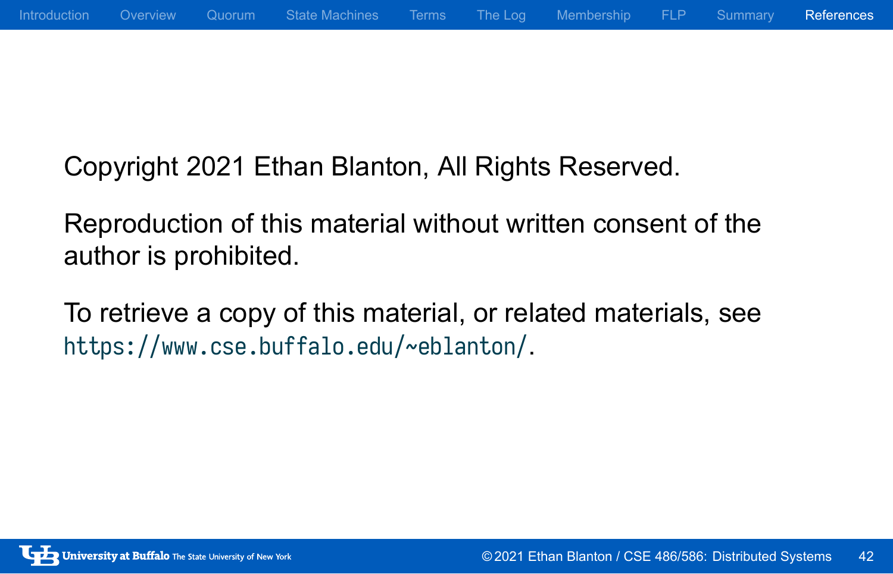Copyright 2021 Ethan Blanton, All Rights Reserved.

Reproduction of this material without written consent of the author is prohibited.

To retrieve a copy of this material, or related materials, see https://www.cse.buffalo.edu/~eblanton/.